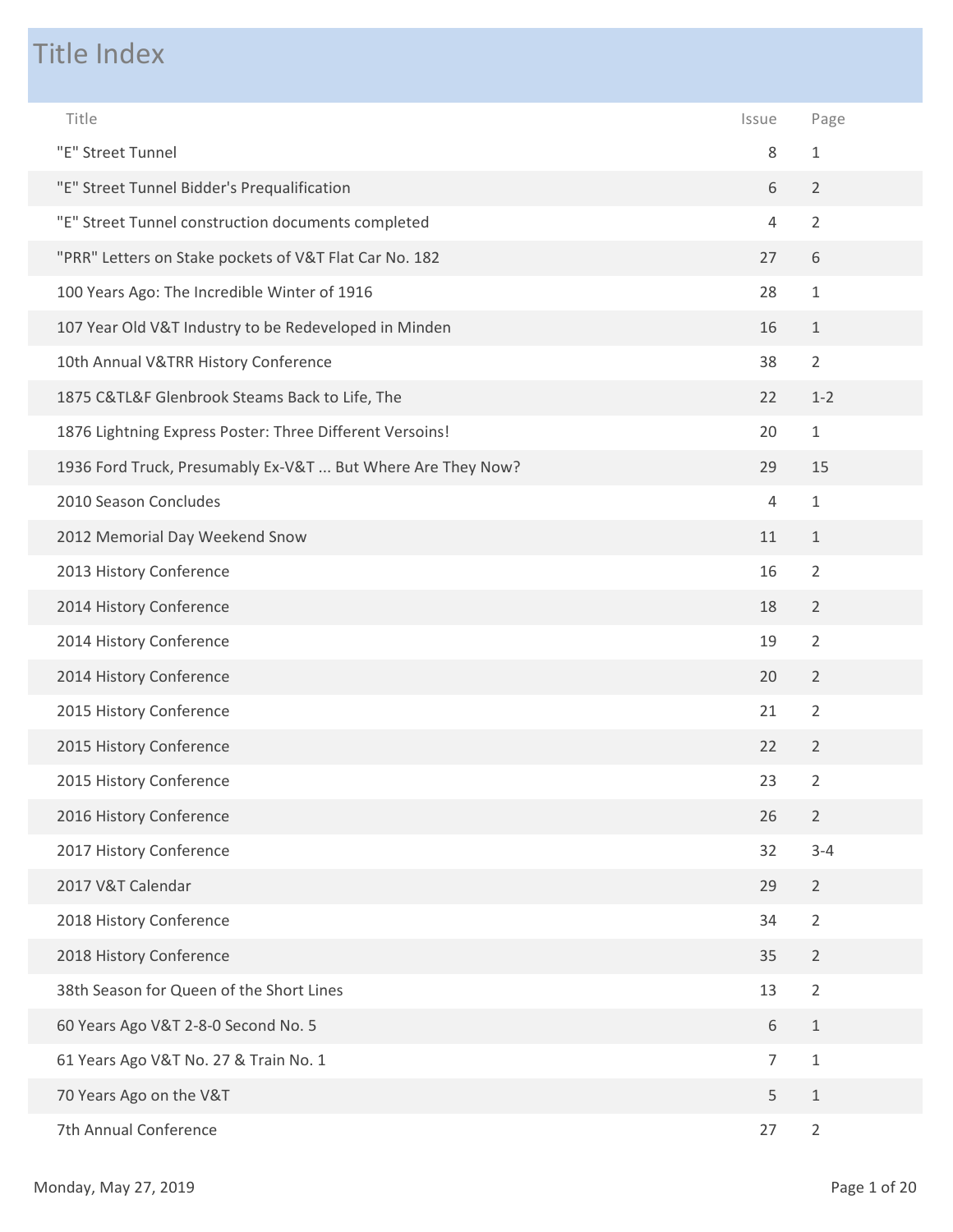# Title Index

| Title | Issue | Page |
|---|---|---|
| "E" Street Tunnel | 8 | 1 |
| "E" Street Tunnel Bidder's Prequalification | 6 | 2 |
| "E" Street Tunnel construction documents completed | 4 | 2 |
| "PRR" Letters on Stake pockets of V&T Flat Car No. 182 | 27 | 6 |
| 100 Years Ago: The Incredible Winter of 1916 | 28 | 1 |
| 107 Year Old V&T Industry to be Redeveloped in Minden | 16 | 1 |
| 10th Annual V&TRR History Conference | 38 | 2 |
| 1875 C&TL&F Glenbrook Steams Back to Life, The | 22 | 1-2 |
| 1876 Lightning Express Poster: Three Different Versoins! | 20 | 1 |
| 1936 Ford Truck, Presumably Ex-V&T ... But Where Are They Now? | 29 | 15 |
| 2010 Season Concludes | 4 | 1 |
| 2012 Memorial Day Weekend Snow | 11 | 1 |
| 2013 History Conference | 16 | 2 |
| 2014 History Conference | 18 | 2 |
| 2014 History Conference | 19 | 2 |
| 2014 History Conference | 20 | 2 |
| 2015 History Conference | 21 | 2 |
| 2015 History Conference | 22 | 2 |
| 2015 History Conference | 23 | 2 |
| 2016 History Conference | 26 | 2 |
| 2017 History Conference | 32 | 3-4 |
| 2017 V&T Calendar | 29 | 2 |
| 2018 History Conference | 34 | 2 |
| 2018 History Conference | 35 | 2 |
| 38th Season for Queen of the Short Lines | 13 | 2 |
| 60 Years Ago V&T 2-8-0 Second No. 5 | 6 | 1 |
| 61 Years Ago V&T No. 27 & Train No. 1 | 7 | 1 |
| 70 Years Ago on the V&T | 5 | 1 |
| 7th Annual Conference | 27 | 2 |

Monday, May 27, 2019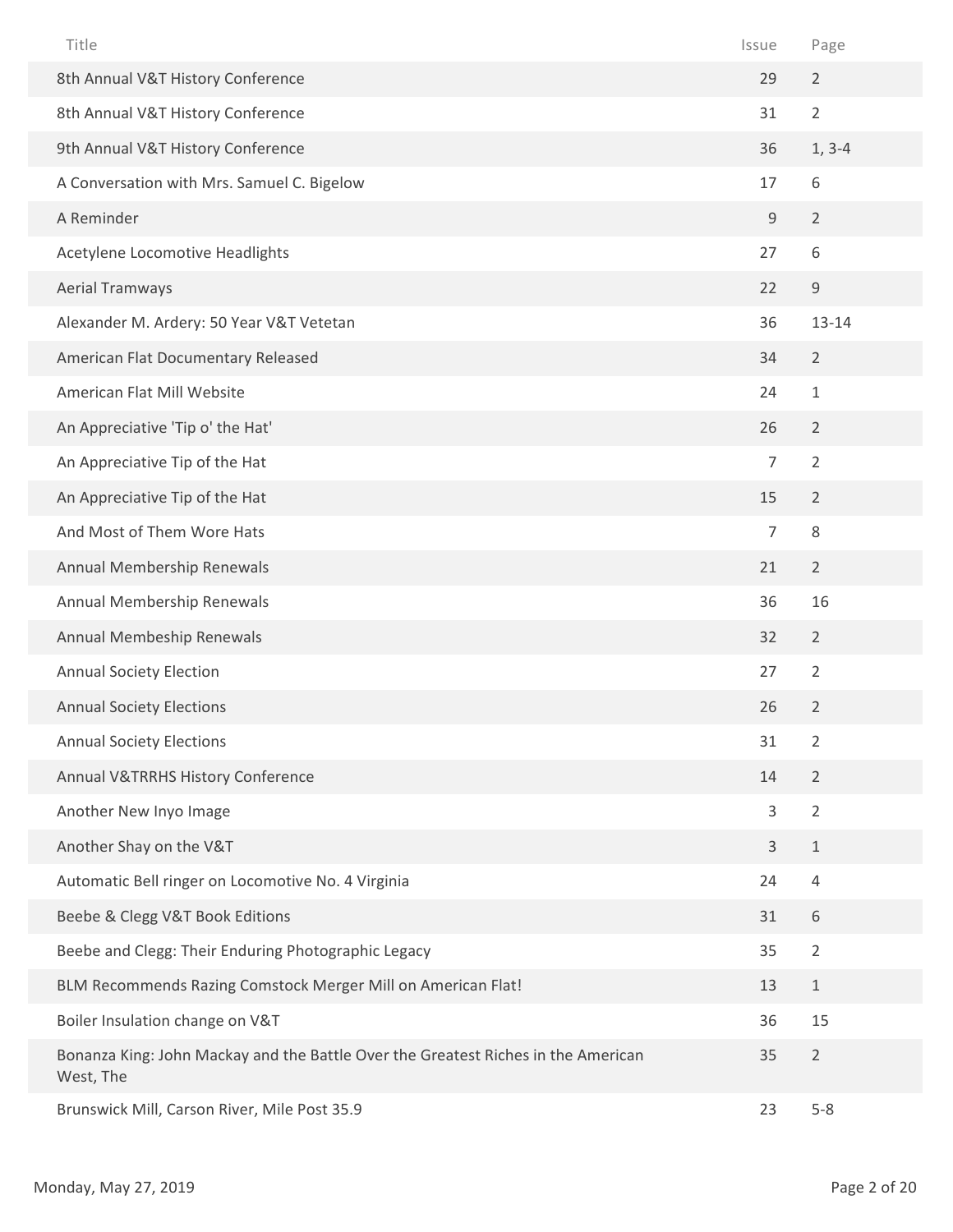| Title | Issue | Page |
|---|---|---|
| 8th Annual V&T History Conference | 29 | 2 |
| 8th Annual V&T History Conference | 31 | 2 |
| 9th Annual V&T History Conference | 36 | 1, 3-4 |
| A Conversation with Mrs. Samuel C. Bigelow | 17 | 6 |
| A Reminder | 9 | 2 |
| Acetylene Locomotive Headlights | 27 | 6 |
| Aerial Tramways | 22 | 9 |
| Alexander M. Ardery: 50 Year V&T Vetetan | 36 | 13-14 |
| American Flat Documentary Released | 34 | 2 |
| American Flat Mill Website | 24 | 1 |
| An Appreciative 'Tip o' the Hat' | 26 | 2 |
| An Appreciative Tip of the Hat | 7 | 2 |
| An Appreciative Tip of the Hat | 15 | 2 |
| And Most of Them Wore Hats | 7 | 8 |
| Annual Membership Renewals | 21 | 2 |
| Annual Membership Renewals | 36 | 16 |
| Annual Membeship Renewals | 32 | 2 |
| Annual Society Election | 27 | 2 |
| Annual Society Elections | 26 | 2 |
| Annual Society Elections | 31 | 2 |
| Annual V&TRRHS History Conference | 14 | 2 |
| Another New Inyo Image | 3 | 2 |
| Another Shay on the V&T | 3 | 1 |
| Automatic Bell ringer on Locomotive No. 4 Virginia | 24 | 4 |
| Beebe & Clegg V&T Book Editions | 31 | 6 |
| Beebe and Clegg: Their Enduring Photographic Legacy | 35 | 2 |
| BLM Recommends Razing Comstock Merger Mill on American Flat! | 13 | 1 |
| Boiler Insulation change on V&T | 36 | 15 |
| Bonanza King: John Mackay and the Battle Over the Greatest Riches in the American West, The | 35 | 2 |
| Brunswick Mill, Carson River, Mile Post 35.9 | 23 | 5-8 |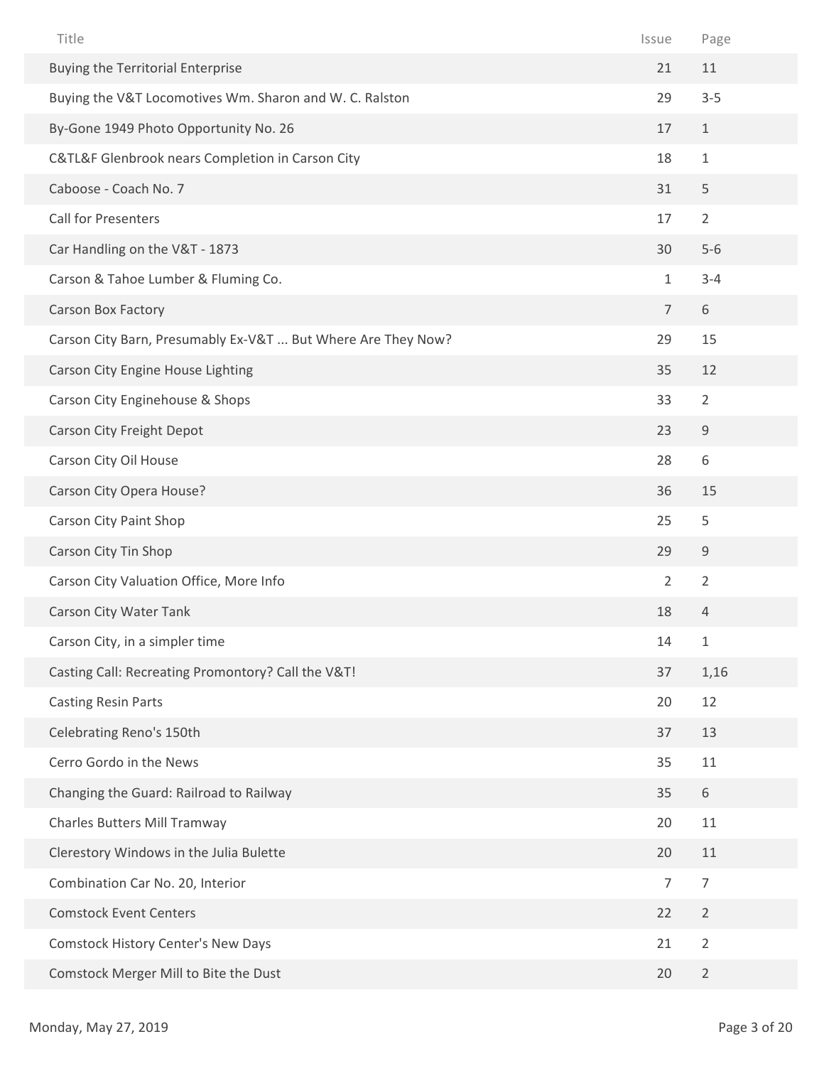| Title | Issue | Page |
|---|---|---|
| Buying the Territorial Enterprise | 21 | 11 |
| Buying the V&T Locomotives Wm. Sharon and W. C. Ralston | 29 | 3-5 |
| By-Gone 1949 Photo Opportunity No. 26 | 17 | 1 |
| C&TL&F Glenbrook nears Completion in Carson City | 18 | 1 |
| Caboose - Coach No. 7 | 31 | 5 |
| Call for Presenters | 17 | 2 |
| Car Handling on the V&T - 1873 | 30 | 5-6 |
| Carson & Tahoe Lumber & Fluming Co. | 1 | 3-4 |
| Carson Box Factory | 7 | 6 |
| Carson City Barn, Presumably Ex-V&T ... But Where Are They Now? | 29 | 15 |
| Carson City Engine House Lighting | 35 | 12 |
| Carson City Enginehouse & Shops | 33 | 2 |
| Carson City Freight Depot | 23 | 9 |
| Carson City Oil House | 28 | 6 |
| Carson City Opera House? | 36 | 15 |
| Carson City Paint Shop | 25 | 5 |
| Carson City Tin Shop | 29 | 9 |
| Carson City Valuation Office, More Info | 2 | 2 |
| Carson City Water Tank | 18 | 4 |
| Carson City, in a simpler time | 14 | 1 |
| Casting Call: Recreating Promontory? Call the V&T! | 37 | 1,16 |
| Casting Resin Parts | 20 | 12 |
| Celebrating Reno's 150th | 37 | 13 |
| Cerro Gordo in the News | 35 | 11 |
| Changing the Guard: Railroad to Railway | 35 | 6 |
| Charles Butters Mill Tramway | 20 | 11 |
| Clerestory Windows in the Julia Bulette | 20 | 11 |
| Combination Car No. 20, Interior | 7 | 7 |
| Comstock Event Centers | 22 | 2 |
| Comstock History Center's New Days | 21 | 2 |
| Comstock Merger Mill to Bite the Dust | 20 | 2 |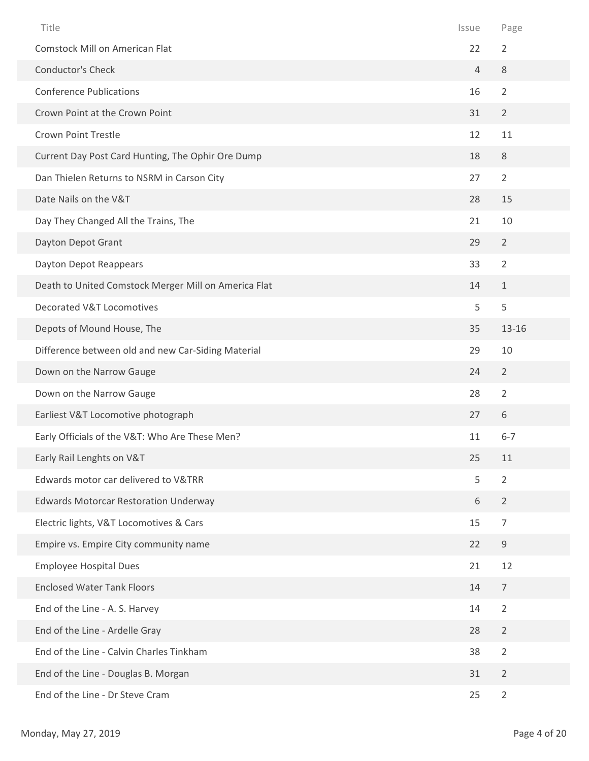| Title | Issue | Page |
|---|---|---|
| Comstock Mill on American Flat | 22 | 2 |
| Conductor's Check | 4 | 8 |
| Conference Publications | 16 | 2 |
| Crown Point at the Crown Point | 31 | 2 |
| Crown Point Trestle | 12 | 11 |
| Current Day Post Card Hunting, The Ophir Ore Dump | 18 | 8 |
| Dan Thielen Returns to NSRM in Carson City | 27 | 2 |
| Date Nails on the V&T | 28 | 15 |
| Day They Changed All the Trains, The | 21 | 10 |
| Dayton Depot Grant | 29 | 2 |
| Dayton Depot Reappears | 33 | 2 |
| Death to United Comstock Merger Mill on America Flat | 14 | 1 |
| Decorated V&T Locomotives | 5 | 5 |
| Depots of Mound House, The | 35 | 13-16 |
| Difference between old and new Car-Siding Material | 29 | 10 |
| Down on the Narrow Gauge | 24 | 2 |
| Down on the Narrow Gauge | 28 | 2 |
| Earliest V&T Locomotive photograph | 27 | 6 |
| Early Officials of the V&T: Who Are These Men? | 11 | 6-7 |
| Early Rail Lenghts on V&T | 25 | 11 |
| Edwards motor car delivered to V&TRR | 5 | 2 |
| Edwards Motorcar Restoration Underway | 6 | 2 |
| Electric lights, V&T Locomotives & Cars | 15 | 7 |
| Empire vs. Empire City community name | 22 | 9 |
| Employee Hospital Dues | 21 | 12 |
| Enclosed Water Tank Floors | 14 | 7 |
| End of the Line - A. S. Harvey | 14 | 2 |
| End of the Line - Ardelle Gray | 28 | 2 |
| End of the Line - Calvin Charles Tinkham | 38 | 2 |
| End of the Line - Douglas B. Morgan | 31 | 2 |
| End of the Line - Dr Steve Cram | 25 | 2 |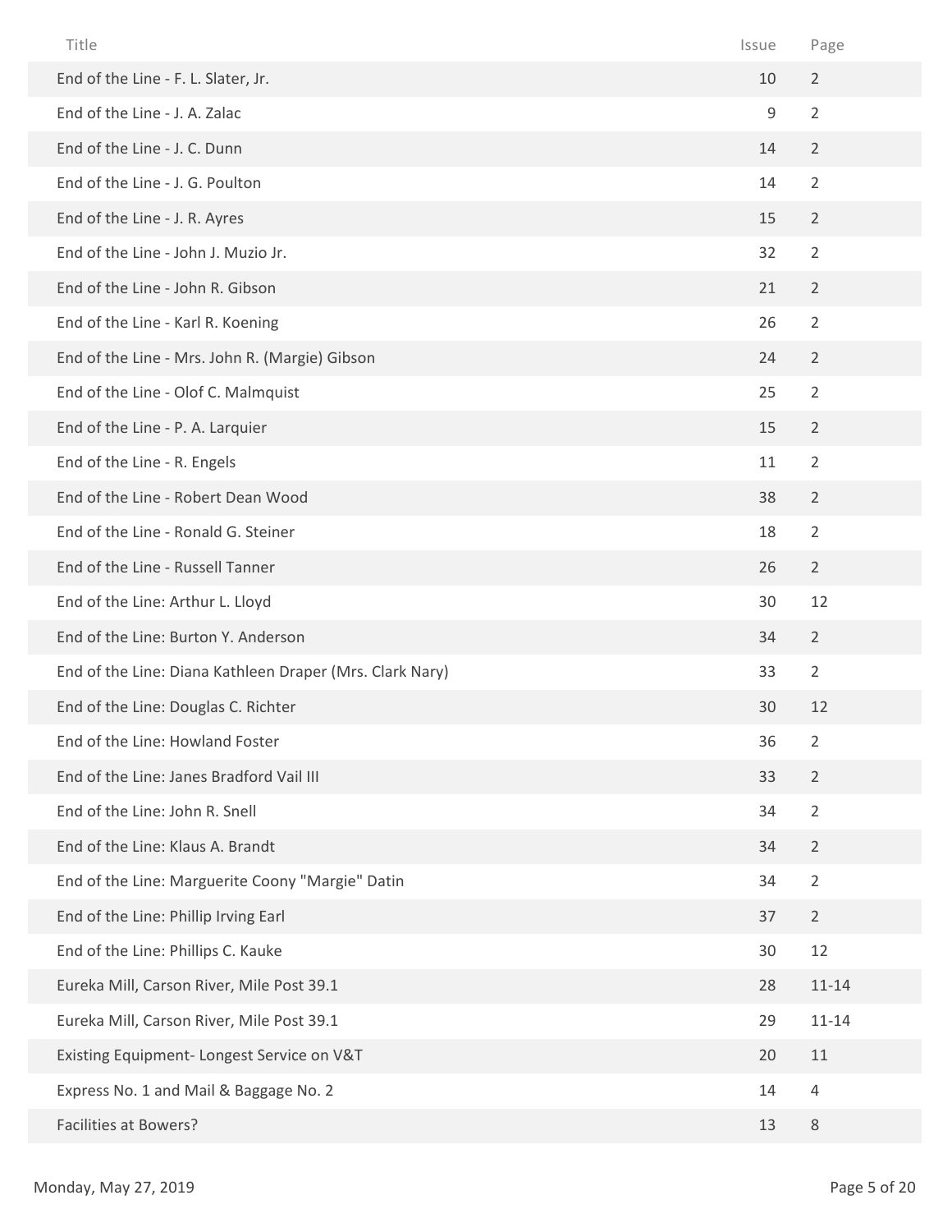| Title | Issue | Page |
| --- | --- | --- |
| End of the Line - F. L. Slater, Jr. | 10 | 2 |
| End of the Line - J. A. Zalac | 9 | 2 |
| End of the Line - J. C. Dunn | 14 | 2 |
| End of the Line - J. G. Poulton | 14 | 2 |
| End of the Line - J. R. Ayres | 15 | 2 |
| End of the Line - John J. Muzio Jr. | 32 | 2 |
| End of the Line - John R. Gibson | 21 | 2 |
| End of the Line - Karl R. Koening | 26 | 2 |
| End of the Line - Mrs. John R. (Margie) Gibson | 24 | 2 |
| End of the Line - Olof C. Malmquist | 25 | 2 |
| End of the Line - P. A. Larquier | 15 | 2 |
| End of the Line - R. Engels | 11 | 2 |
| End of the Line - Robert Dean Wood | 38 | 2 |
| End of the Line - Ronald G. Steiner | 18 | 2 |
| End of the Line - Russell Tanner | 26 | 2 |
| End of the Line: Arthur L. Lloyd | 30 | 12 |
| End of the Line: Burton Y. Anderson | 34 | 2 |
| End of the Line: Diana Kathleen Draper (Mrs. Clark Nary) | 33 | 2 |
| End of the Line: Douglas C. Richter | 30 | 12 |
| End of the Line: Howland Foster | 36 | 2 |
| End of the Line: Janes Bradford Vail III | 33 | 2 |
| End of the Line: John R. Snell | 34 | 2 |
| End of the Line: Klaus A. Brandt | 34 | 2 |
| End of the Line: Marguerite Coony "Margie" Datin | 34 | 2 |
| End of the Line: Phillip Irving Earl | 37 | 2 |
| End of the Line: Phillips C. Kauke | 30 | 12 |
| Eureka Mill, Carson River, Mile Post 39.1 | 28 | 11-14 |
| Eureka Mill, Carson River, Mile Post 39.1 | 29 | 11-14 |
| Existing Equipment- Longest Service on V&T | 20 | 11 |
| Express No. 1 and Mail & Baggage No. 2 | 14 | 4 |
| Facilities at Bowers? | 13 | 8 |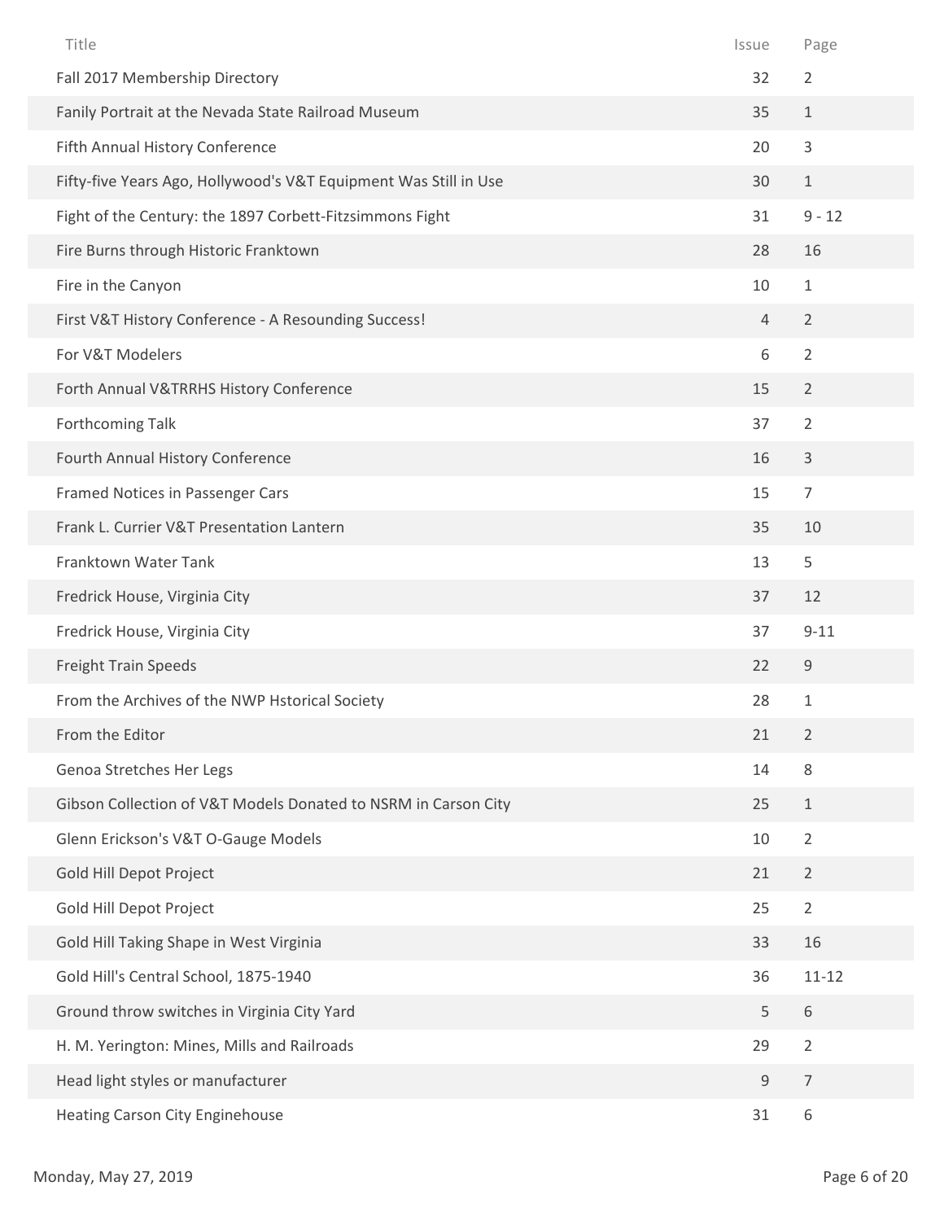| Title | Issue | Page |
| --- | --- | --- |
| Fall 2017 Membership Directory | 32 | 2 |
| Fanily Portrait at the Nevada State Railroad Museum | 35 | 1 |
| Fifth Annual History Conference | 20 | 3 |
| Fifty-five Years Ago, Hollywood's V&T Equipment Was Still in Use | 30 | 1 |
| Fight of the Century: the 1897 Corbett-Fitzsimmons Fight | 31 | 9 - 12 |
| Fire Burns through Historic Franktown | 28 | 16 |
| Fire in the Canyon | 10 | 1 |
| First V&T History Conference - A Resounding Success! | 4 | 2 |
| For V&T Modelers | 6 | 2 |
| Forth Annual V&TRRHS History Conference | 15 | 2 |
| Forthcoming Talk | 37 | 2 |
| Fourth Annual History Conference | 16 | 3 |
| Framed Notices in Passenger Cars | 15 | 7 |
| Frank L. Currier V&T Presentation Lantern | 35 | 10 |
| Franktown Water Tank | 13 | 5 |
| Fredrick House, Virginia City | 37 | 12 |
| Fredrick House, Virginia City | 37 | 9-11 |
| Freight Train Speeds | 22 | 9 |
| From the Archives of the NWP Hstorical Society | 28 | 1 |
| From the Editor | 21 | 2 |
| Genoa Stretches Her Legs | 14 | 8 |
| Gibson Collection of V&T Models Donated to NSRM in Carson City | 25 | 1 |
| Glenn Erickson's V&T O-Gauge Models | 10 | 2 |
| Gold Hill Depot Project | 21 | 2 |
| Gold Hill Depot Project | 25 | 2 |
| Gold Hill Taking Shape in West Virginia | 33 | 16 |
| Gold Hill's Central School, 1875-1940 | 36 | 11-12 |
| Ground throw switches in Virginia City Yard | 5 | 6 |
| H. M. Yerington: Mines, Mills and Railroads | 29 | 2 |
| Head light styles or manufacturer | 9 | 7 |
| Heating Carson City Enginehouse | 31 | 6 |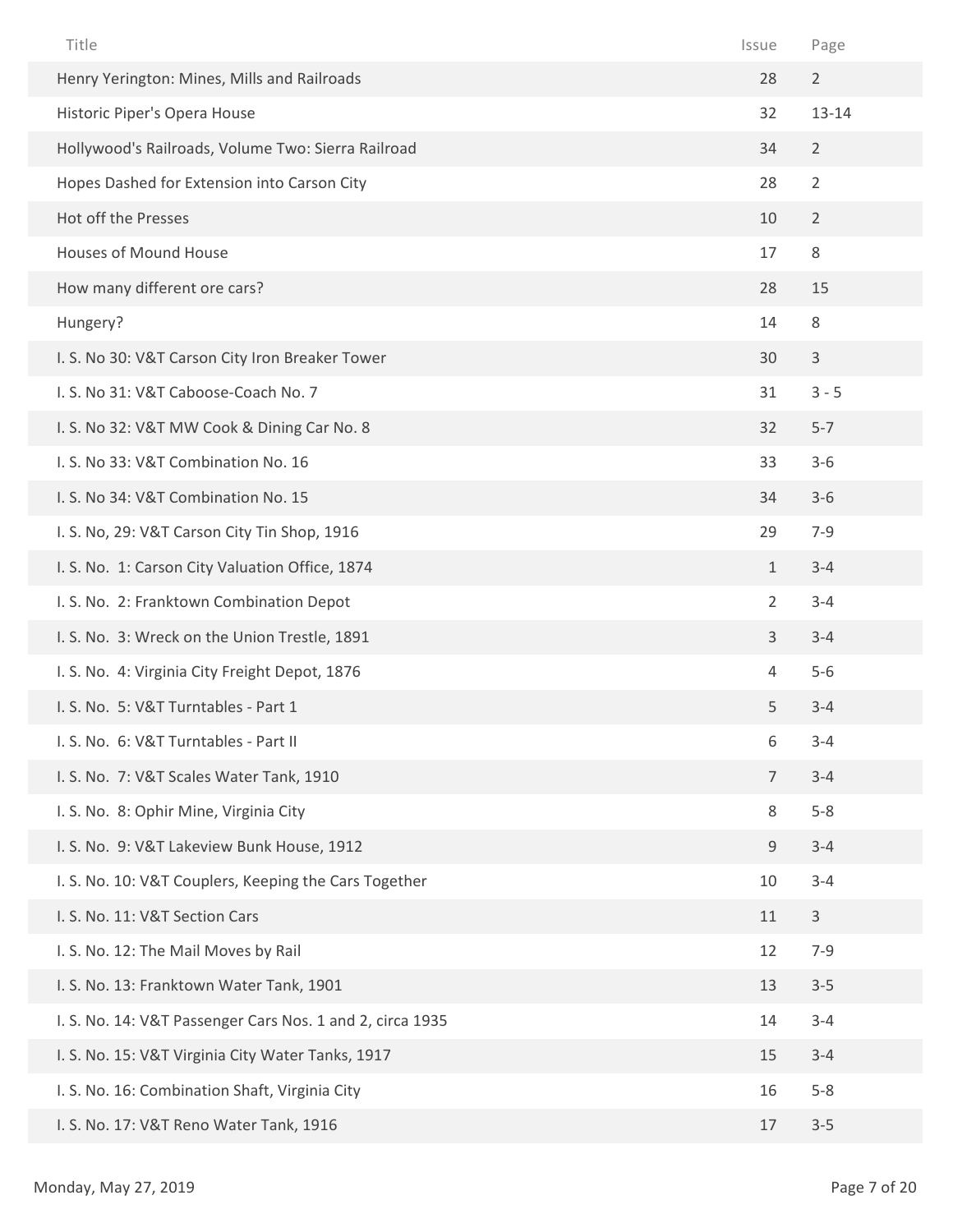| Title | Issue | Page |
|---|---|---|
| Henry Yerington: Mines, Mills and Railroads | 28 | 2 |
| Historic Piper's Opera House | 32 | 13-14 |
| Hollywood's Railroads, Volume Two: Sierra Railroad | 34 | 2 |
| Hopes Dashed for Extension into Carson City | 28 | 2 |
| Hot off the Presses | 10 | 2 |
| Houses of Mound House | 17 | 8 |
| How many different ore cars? | 28 | 15 |
| Hungery? | 14 | 8 |
| I. S. No 30: V&T Carson City Iron Breaker Tower | 30 | 3 |
| I. S. No 31: V&T Caboose-Coach No. 7 | 31 | 3 - 5 |
| I. S. No 32: V&T MW Cook & Dining Car No. 8 | 32 | 5-7 |
| I. S. No 33: V&T Combination No. 16 | 33 | 3-6 |
| I. S. No 34: V&T Combination No. 15 | 34 | 3-6 |
| I. S. No, 29: V&T Carson City Tin Shop, 1916 | 29 | 7-9 |
| I. S. No. 1: Carson City Valuation Office, 1874 | 1 | 3-4 |
| I. S. No. 2: Franktown Combination Depot | 2 | 3-4 |
| I. S. No. 3: Wreck on the Union Trestle, 1891 | 3 | 3-4 |
| I. S. No. 4: Virginia City Freight Depot, 1876 | 4 | 5-6 |
| I. S. No. 5: V&T Turntables - Part 1 | 5 | 3-4 |
| I. S. No. 6: V&T Turntables - Part II | 6 | 3-4 |
| I. S. No. 7: V&T Scales Water Tank, 1910 | 7 | 3-4 |
| I. S. No. 8: Ophir Mine, Virginia City | 8 | 5-8 |
| I. S. No. 9: V&T Lakeview Bunk House, 1912 | 9 | 3-4 |
| I. S. No. 10: V&T Couplers, Keeping the Cars Together | 10 | 3-4 |
| I. S. No. 11: V&T Section Cars | 11 | 3 |
| I. S. No. 12: The Mail Moves by Rail | 12 | 7-9 |
| I. S. No. 13: Franktown Water Tank, 1901 | 13 | 3-5 |
| I. S. No. 14: V&T Passenger Cars Nos. 1 and 2, circa 1935 | 14 | 3-4 |
| I. S. No. 15: V&T Virginia City Water Tanks, 1917 | 15 | 3-4 |
| I. S. No. 16: Combination Shaft, Virginia City | 16 | 5-8 |
| I. S. No. 17: V&T Reno Water Tank, 1916 | 17 | 3-5 |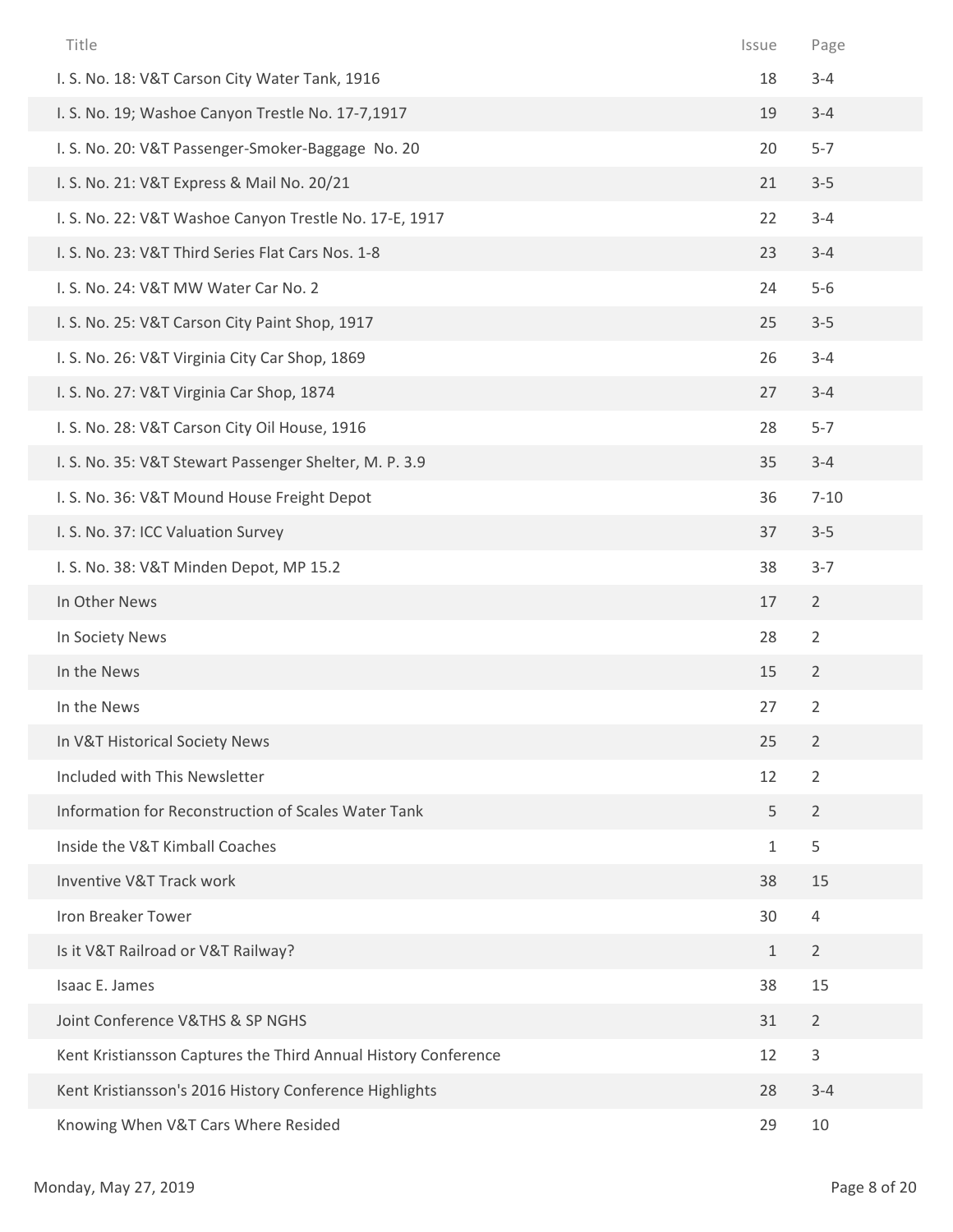| Title | Issue | Page |
| --- | --- | --- |
| I. S. No. 18: V&T Carson City Water Tank, 1916 | 18 | 3-4 |
| I. S. No. 19; Washoe Canyon Trestle No. 17-7,1917 | 19 | 3-4 |
| I. S. No. 20: V&T Passenger-Smoker-Baggage No. 20 | 20 | 5-7 |
| I. S. No. 21: V&T Express & Mail No. 20/21 | 21 | 3-5 |
| I. S. No. 22: V&T Washoe Canyon Trestle No. 17-E, 1917 | 22 | 3-4 |
| I. S. No. 23: V&T Third Series Flat Cars Nos. 1-8 | 23 | 3-4 |
| I. S. No. 24: V&T MW Water Car No. 2 | 24 | 5-6 |
| I. S. No. 25: V&T Carson City Paint Shop, 1917 | 25 | 3-5 |
| I. S. No. 26: V&T Virginia City Car Shop, 1869 | 26 | 3-4 |
| I. S. No. 27: V&T Virginia Car Shop, 1874 | 27 | 3-4 |
| I. S. No. 28: V&T Carson City Oil House, 1916 | 28 | 5-7 |
| I. S. No. 35: V&T Stewart Passenger Shelter, M. P. 3.9 | 35 | 3-4 |
| I. S. No. 36: V&T Mound House Freight Depot | 36 | 7-10 |
| I. S. No. 37: ICC Valuation Survey | 37 | 3-5 |
| I. S. No. 38: V&T Minden Depot, MP 15.2 | 38 | 3-7 |
| In Other News | 17 | 2 |
| In Society News | 28 | 2 |
| In the News | 15 | 2 |
| In the News | 27 | 2 |
| In V&T Historical Society News | 25 | 2 |
| Included with This Newsletter | 12 | 2 |
| Information for Reconstruction of Scales Water Tank | 5 | 2 |
| Inside the V&T Kimball Coaches | 1 | 5 |
| Inventive V&T Track work | 38 | 15 |
| Iron Breaker Tower | 30 | 4 |
| Is it V&T Railroad or V&T Railway? | 1 | 2 |
| Isaac E. James | 38 | 15 |
| Joint Conference V&THS & SP NGHS | 31 | 2 |
| Kent Kristiansson Captures the Third Annual History Conference | 12 | 3 |
| Kent Kristiansson's 2016 History Conference Highlights | 28 | 3-4 |
| Knowing When V&T Cars Where Resided | 29 | 10 |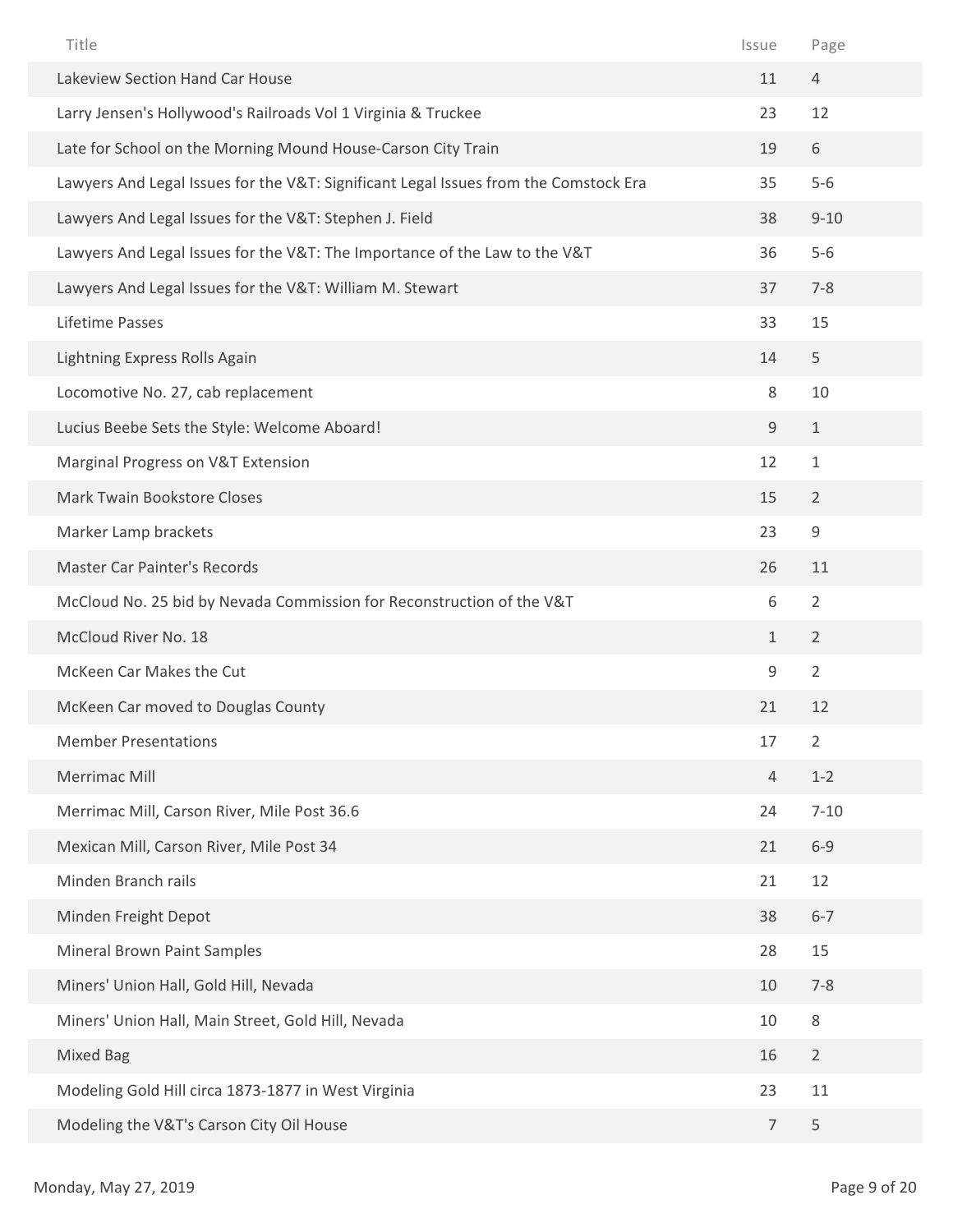| Title | Issue | Page |
|---|---|---|
| Lakeview Section Hand Car House | 11 | 4 |
| Larry Jensen's Hollywood's Railroads Vol 1 Virginia & Truckee | 23 | 12 |
| Late for School on the Morning Mound House-Carson City Train | 19 | 6 |
| Lawyers And Legal Issues for the V&T: Significant Legal Issues from the Comstock Era | 35 | 5-6 |
| Lawyers And Legal Issues for the V&T: Stephen J. Field | 38 | 9-10 |
| Lawyers And Legal Issues for the V&T: The Importance of the Law to the V&T | 36 | 5-6 |
| Lawyers And Legal Issues for the V&T: William M. Stewart | 37 | 7-8 |
| Lifetime Passes | 33 | 15 |
| Lightning Express Rolls Again | 14 | 5 |
| Locomotive No. 27, cab replacement | 8 | 10 |
| Lucius Beebe Sets the Style: Welcome Aboard! | 9 | 1 |
| Marginal Progress on V&T Extension | 12 | 1 |
| Mark Twain Bookstore Closes | 15 | 2 |
| Marker Lamp brackets | 23 | 9 |
| Master Car Painter's Records | 26 | 11 |
| McCloud No. 25 bid by Nevada Commission for Reconstruction of the V&T | 6 | 2 |
| McCloud River No. 18 | 1 | 2 |
| McKeen Car Makes the Cut | 9 | 2 |
| McKeen Car moved to Douglas County | 21 | 12 |
| Member Presentations | 17 | 2 |
| Merrimac Mill | 4 | 1-2 |
| Merrimac Mill, Carson River, Mile Post 36.6 | 24 | 7-10 |
| Mexican Mill, Carson River, Mile Post 34 | 21 | 6-9 |
| Minden Branch rails | 21 | 12 |
| Minden Freight Depot | 38 | 6-7 |
| Mineral Brown Paint Samples | 28 | 15 |
| Miners' Union Hall, Gold Hill, Nevada | 10 | 7-8 |
| Miners' Union Hall, Main Street, Gold Hill, Nevada | 10 | 8 |
| Mixed Bag | 16 | 2 |
| Modeling Gold Hill circa 1873-1877 in West Virginia | 23 | 11 |
| Modeling the V&T's Carson City Oil House | 7 | 5 |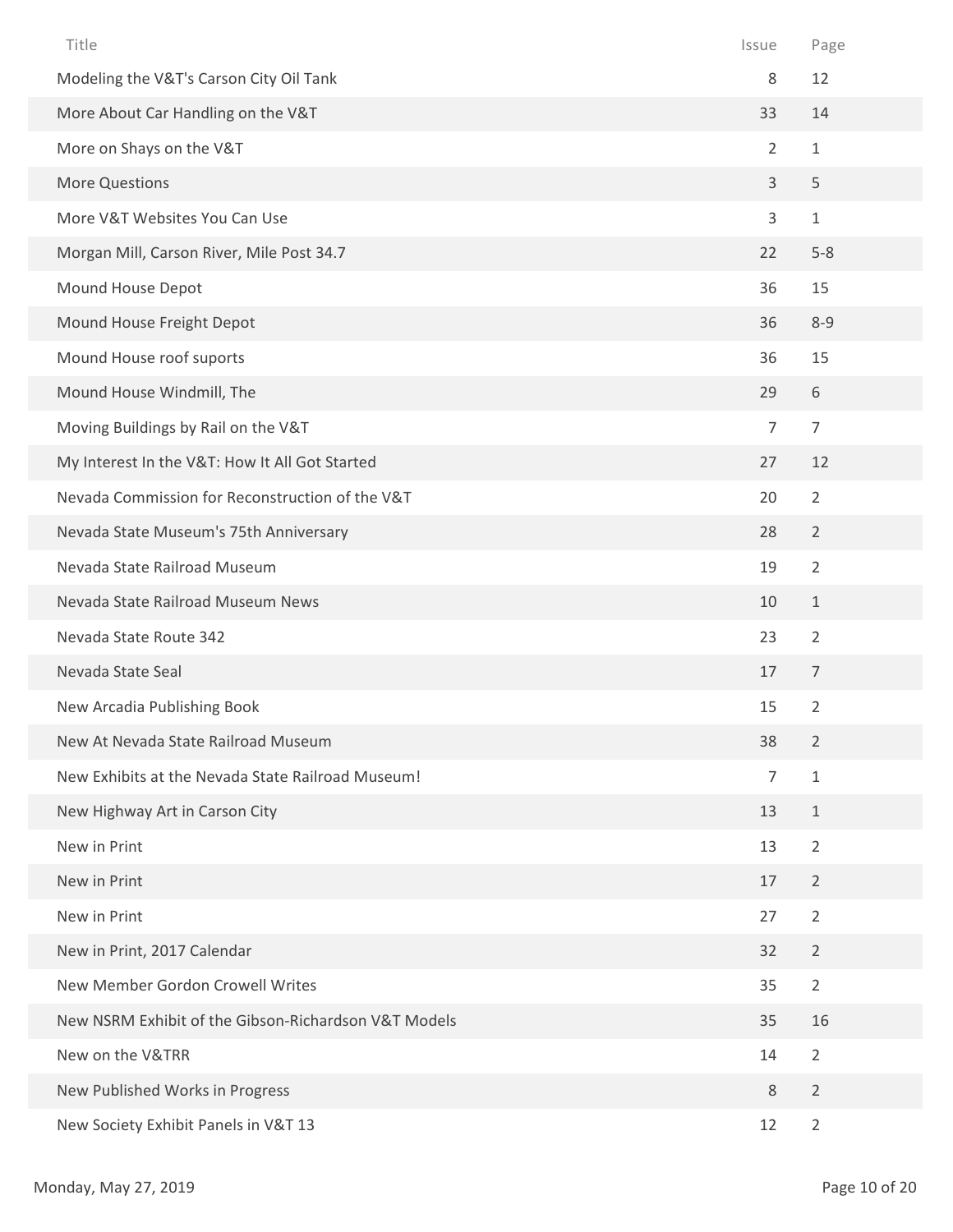| Title | Issue | Page |
|---|---|---|
| Modeling the V&T's Carson City Oil Tank | 8 | 12 |
| More About Car Handling on the V&T | 33 | 14 |
| More on Shays on the V&T | 2 | 1 |
| More Questions | 3 | 5 |
| More V&T Websites You Can Use | 3 | 1 |
| Morgan Mill, Carson River, Mile Post 34.7 | 22 | 5-8 |
| Mound House Depot | 36 | 15 |
| Mound House Freight Depot | 36 | 8-9 |
| Mound House roof suports | 36 | 15 |
| Mound House Windmill, The | 29 | 6 |
| Moving Buildings by Rail on the V&T | 7 | 7 |
| My Interest In the V&T: How It All Got Started | 27 | 12 |
| Nevada Commission for Reconstruction of the V&T | 20 | 2 |
| Nevada State Museum's 75th Anniversary | 28 | 2 |
| Nevada State Railroad Museum | 19 | 2 |
| Nevada State Railroad Museum News | 10 | 1 |
| Nevada State Route 342 | 23 | 2 |
| Nevada State Seal | 17 | 7 |
| New Arcadia Publishing Book | 15 | 2 |
| New At Nevada State Railroad Museum | 38 | 2 |
| New Exhibits at the Nevada State Railroad Museum! | 7 | 1 |
| New Highway Art in Carson City | 13 | 1 |
| New in Print | 13 | 2 |
| New in Print | 17 | 2 |
| New in Print | 27 | 2 |
| New in Print, 2017 Calendar | 32 | 2 |
| New Member Gordon Crowell Writes | 35 | 2 |
| New NSRM Exhibit of the Gibson-Richardson V&T Models | 35 | 16 |
| New on the V&TRR | 14 | 2 |
| New Published Works in Progress | 8 | 2 |
| New Society Exhibit Panels in V&T 13 | 12 | 2 |

Monday, May 27, 2019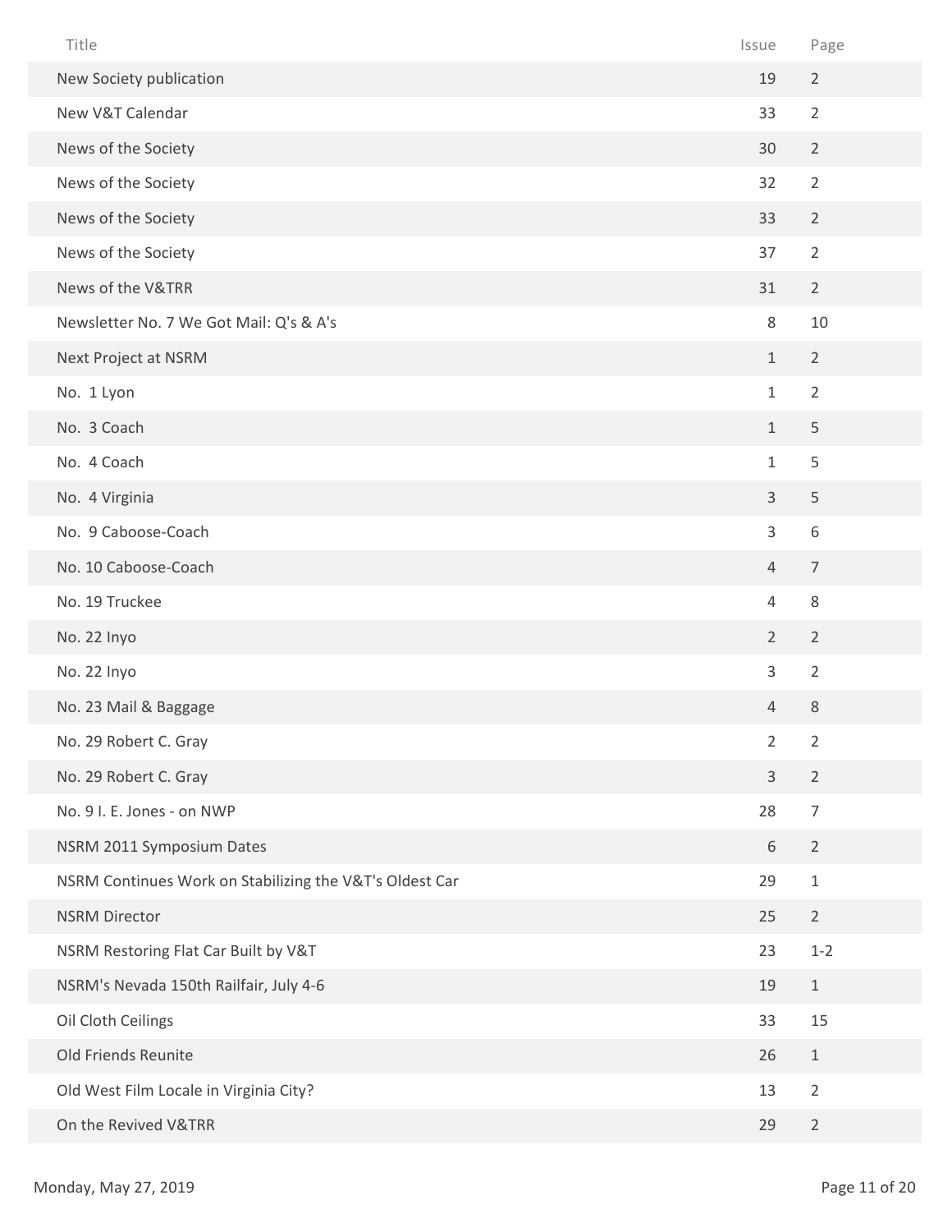| Title | Issue | Page |
| --- | --- | --- |
| New Society publication | 19 | 2 |
| New V&T Calendar | 33 | 2 |
| News of the Society | 30 | 2 |
| News of the Society | 32 | 2 |
| News of the Society | 33 | 2 |
| News of the Society | 37 | 2 |
| News of the V&TRR | 31 | 2 |
| Newsletter No. 7 We Got Mail: Q's & A's | 8 | 10 |
| Next Project at NSRM | 1 | 2 |
| No. 1 Lyon | 1 | 2 |
| No. 3 Coach | 1 | 5 |
| No. 4 Coach | 1 | 5 |
| No. 4 Virginia | 3 | 5 |
| No. 9 Caboose-Coach | 3 | 6 |
| No. 10 Caboose-Coach | 4 | 7 |
| No. 19 Truckee | 4 | 8 |
| No. 22 Inyo | 2 | 2 |
| No. 22 Inyo | 3 | 2 |
| No. 23 Mail & Baggage | 4 | 8 |
| No. 29 Robert C. Gray | 2 | 2 |
| No. 29 Robert C. Gray | 3 | 2 |
| No. 9 I. E. Jones - on NWP | 28 | 7 |
| NSRM 2011 Symposium Dates | 6 | 2 |
| NSRM Continues Work on Stabilizing the V&T's Oldest Car | 29 | 1 |
| NSRM Director | 25 | 2 |
| NSRM Restoring Flat Car Built by V&T | 23 | 1-2 |
| NSRM's Nevada 150th Railfair, July 4-6 | 19 | 1 |
| Oil Cloth Ceilings | 33 | 15 |
| Old Friends Reunite | 26 | 1 |
| Old West Film Locale in Virginia City? | 13 | 2 |
| On the Revived V&TRR | 29 | 2 |

Monday, May 27, 2019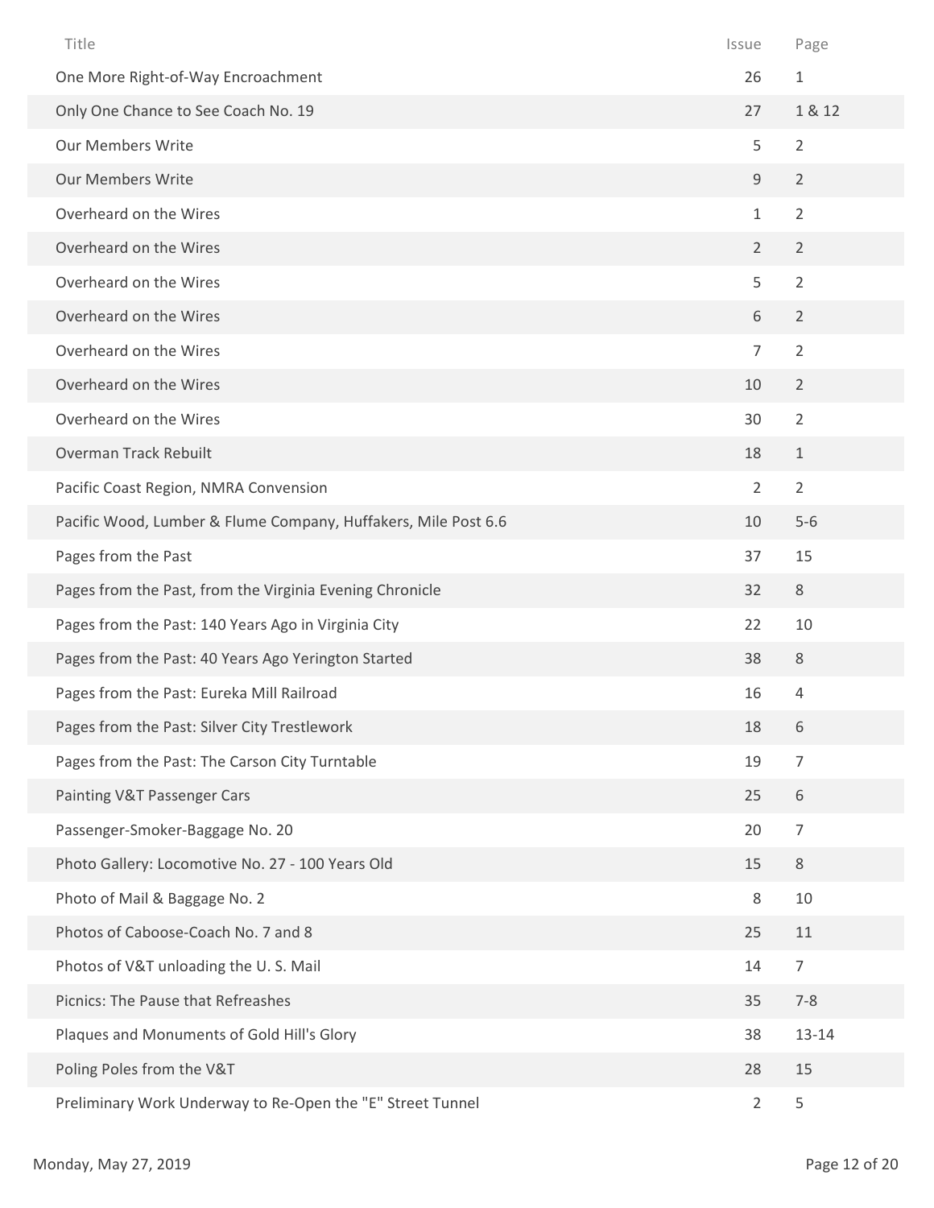| Title | Issue | Page |
|---|---|---|
| One More Right-of-Way Encroachment | 26 | 1 |
| Only One Chance to See Coach No. 19 | 27 | 1 & 12 |
| Our Members Write | 5 | 2 |
| Our Members Write | 9 | 2 |
| Overheard on the Wires | 1 | 2 |
| Overheard on the Wires | 2 | 2 |
| Overheard on the Wires | 5 | 2 |
| Overheard on the Wires | 6 | 2 |
| Overheard on the Wires | 7 | 2 |
| Overheard on the Wires | 10 | 2 |
| Overheard on the Wires | 30 | 2 |
| Overman Track Rebuilt | 18 | 1 |
| Pacific Coast Region, NMRA Convension | 2 | 2 |
| Pacific Wood, Lumber & Flume Company, Huffakers, Mile Post 6.6 | 10 | 5-6 |
| Pages from the Past | 37 | 15 |
| Pages from the Past, from the Virginia Evening Chronicle | 32 | 8 |
| Pages from the Past: 140 Years Ago in Virginia City | 22 | 10 |
| Pages from the Past: 40 Years Ago Yerington Started | 38 | 8 |
| Pages from the Past: Eureka Mill Railroad | 16 | 4 |
| Pages from the Past: Silver City Trestlework | 18 | 6 |
| Pages from the Past: The Carson City Turntable | 19 | 7 |
| Painting V&T Passenger Cars | 25 | 6 |
| Passenger-Smoker-Baggage No. 20 | 20 | 7 |
| Photo Gallery: Locomotive No. 27 - 100 Years Old | 15 | 8 |
| Photo of Mail & Baggage No. 2 | 8 | 10 |
| Photos of Caboose-Coach No. 7 and 8 | 25 | 11 |
| Photos of V&T unloading the U. S. Mail | 14 | 7 |
| Picnics: The Pause that Refreashes | 35 | 7-8 |
| Plaques and Monuments of Gold Hill's Glory | 38 | 13-14 |
| Poling Poles from the V&T | 28 | 15 |
| Preliminary Work Underway to Re-Open the "E" Street Tunnel | 2 | 5 |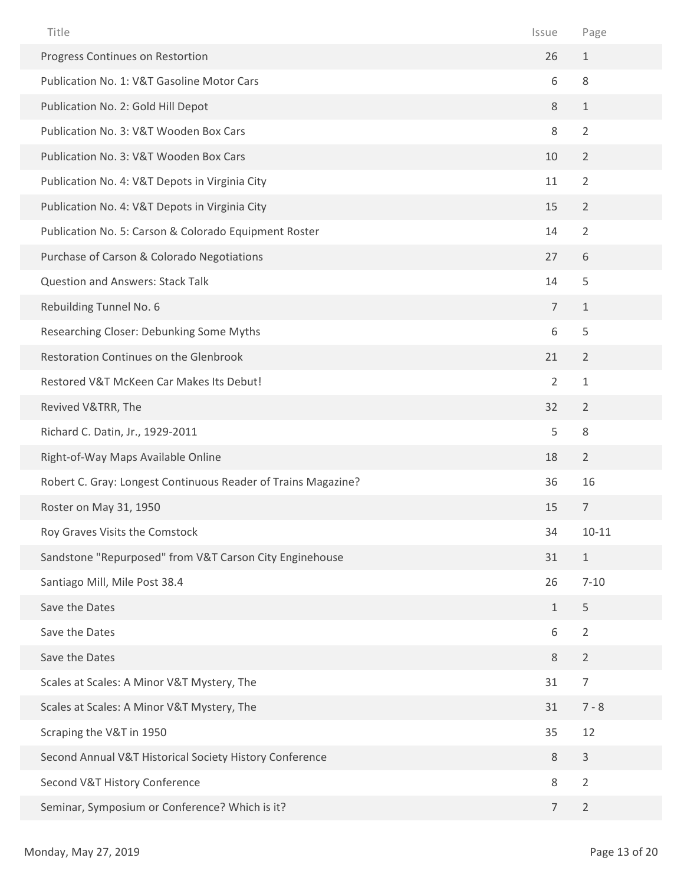| Title | Issue | Page |
|---|---|---|
| Progress Continues on Restortion | 26 | 1 |
| Publication No. 1: V&T Gasoline Motor Cars | 6 | 8 |
| Publication No. 2: Gold Hill Depot | 8 | 1 |
| Publication No. 3: V&T Wooden Box Cars | 8 | 2 |
| Publication No. 3: V&T Wooden Box Cars | 10 | 2 |
| Publication No. 4: V&T Depots in Virginia City | 11 | 2 |
| Publication No. 4: V&T Depots in Virginia City | 15 | 2 |
| Publication No. 5: Carson & Colorado Equipment Roster | 14 | 2 |
| Purchase of Carson & Colorado Negotiations | 27 | 6 |
| Question and Answers: Stack Talk | 14 | 5 |
| Rebuilding Tunnel No. 6 | 7 | 1 |
| Researching Closer: Debunking Some Myths | 6 | 5 |
| Restoration Continues on the Glenbrook | 21 | 2 |
| Restored V&T McKeen Car Makes Its Debut! | 2 | 1 |
| Revived V&TRR, The | 32 | 2 |
| Richard C. Datin, Jr., 1929-2011 | 5 | 8 |
| Right-of-Way Maps Available Online | 18 | 2 |
| Robert C. Gray: Longest Continuous Reader of Trains Magazine? | 36 | 16 |
| Roster on May 31, 1950 | 15 | 7 |
| Roy Graves Visits the Comstock | 34 | 10-11 |
| Sandstone "Repurposed" from V&T Carson City Enginehouse | 31 | 1 |
| Santiago Mill, Mile Post 38.4 | 26 | 7-10 |
| Save the Dates | 1 | 5 |
| Save the Dates | 6 | 2 |
| Save the Dates | 8 | 2 |
| Scales at Scales: A Minor V&T Mystery, The | 31 | 7 |
| Scales at Scales: A Minor V&T Mystery, The | 31 | 7 - 8 |
| Scraping the V&T in 1950 | 35 | 12 |
| Second Annual V&T Historical Society History Conference | 8 | 3 |
| Second V&T History Conference | 8 | 2 |
| Seminar, Symposium or Conference? Which is it? | 7 | 2 |

Monday, May 27, 2019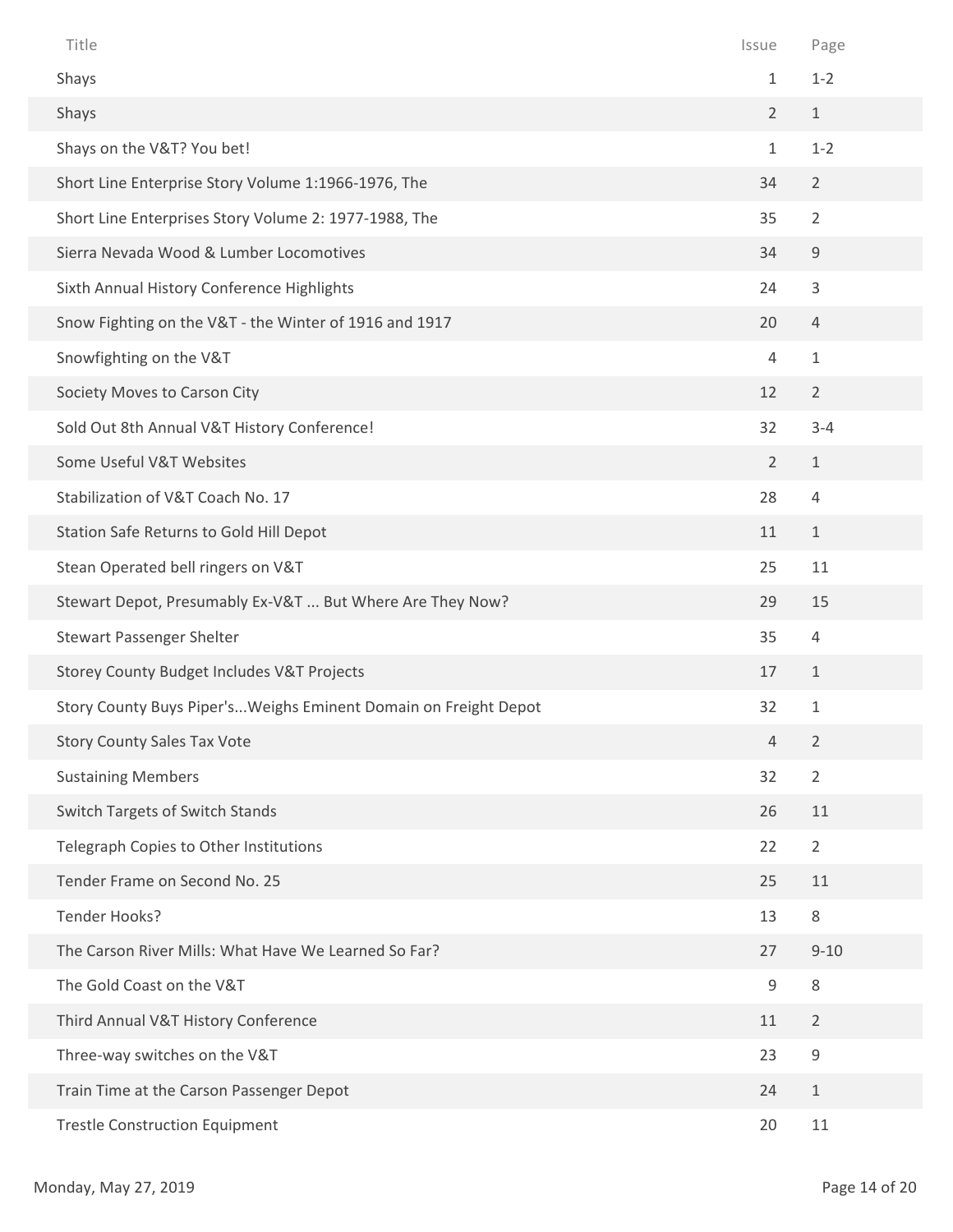| Title | Issue | Page |
|---|---|---|
| Shays | 1 | 1-2 |
| Shays | 2 | 1 |
| Shays on the V&T? You bet! | 1 | 1-2 |
| Short Line Enterprise Story Volume 1:1966-1976, The | 34 | 2 |
| Short Line Enterprises Story Volume 2: 1977-1988, The | 35 | 2 |
| Sierra Nevada Wood & Lumber Locomotives | 34 | 9 |
| Sixth Annual History Conference Highlights | 24 | 3 |
| Snow Fighting on the V&T - the Winter of 1916 and 1917 | 20 | 4 |
| Snowfighting on the V&T | 4 | 1 |
| Society Moves to Carson City | 12 | 2 |
| Sold Out 8th Annual V&T History Conference! | 32 | 3-4 |
| Some Useful V&T Websites | 2 | 1 |
| Stabilization of V&T Coach No. 17 | 28 | 4 |
| Station Safe Returns to Gold Hill Depot | 11 | 1 |
| Stean Operated bell ringers on V&T | 25 | 11 |
| Stewart Depot, Presumably Ex-V&T ... But Where Are They Now? | 29 | 15 |
| Stewart Passenger Shelter | 35 | 4 |
| Storey County Budget Includes V&T Projects | 17 | 1 |
| Story County Buys Piper's...Weighs Eminent Domain on Freight Depot | 32 | 1 |
| Story County Sales Tax Vote | 4 | 2 |
| Sustaining Members | 32 | 2 |
| Switch Targets of Switch Stands | 26 | 11 |
| Telegraph Copies to Other Institutions | 22 | 2 |
| Tender Frame on Second No. 25 | 25 | 11 |
| Tender Hooks? | 13 | 8 |
| The Carson River Mills: What Have We Learned So Far? | 27 | 9-10 |
| The Gold Coast on the V&T | 9 | 8 |
| Third Annual V&T History Conference | 11 | 2 |
| Three-way switches on the V&T | 23 | 9 |
| Train Time at the Carson Passenger Depot | 24 | 1 |
| Trestle Construction Equipment | 20 | 11 |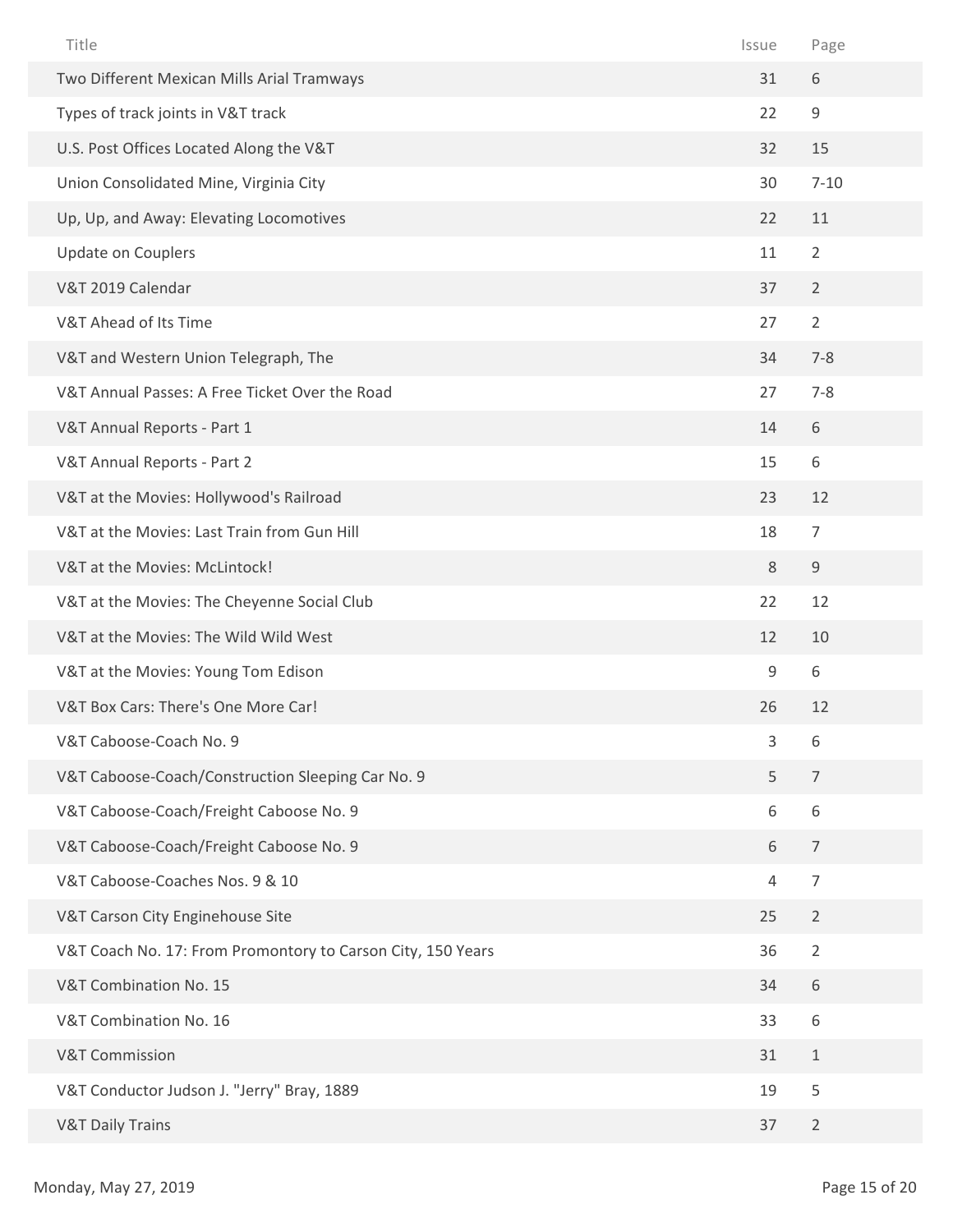| Title | Issue | Page |
|---|---|---|
| Two Different Mexican Mills Arial Tramways | 31 | 6 |
| Types of track joints in V&T track | 22 | 9 |
| U.S. Post Offices Located Along the V&T | 32 | 15 |
| Union Consolidated Mine, Virginia City | 30 | 7-10 |
| Up, Up, and Away: Elevating Locomotives | 22 | 11 |
| Update on Couplers | 11 | 2 |
| V&T 2019 Calendar | 37 | 2 |
| V&T Ahead of Its Time | 27 | 2 |
| V&T and Western Union Telegraph, The | 34 | 7-8 |
| V&T Annual Passes: A Free Ticket Over the Road | 27 | 7-8 |
| V&T Annual Reports - Part 1 | 14 | 6 |
| V&T Annual Reports - Part 2 | 15 | 6 |
| V&T at the Movies: Hollywood's Railroad | 23 | 12 |
| V&T at the Movies: Last Train from Gun Hill | 18 | 7 |
| V&T at the Movies: McLintock! | 8 | 9 |
| V&T at the Movies: The Cheyenne Social Club | 22 | 12 |
| V&T at the Movies: The Wild Wild West | 12 | 10 |
| V&T at the Movies: Young Tom Edison | 9 | 6 |
| V&T Box Cars: There's One More Car! | 26 | 12 |
| V&T Caboose-Coach No. 9 | 3 | 6 |
| V&T Caboose-Coach/Construction Sleeping Car No. 9 | 5 | 7 |
| V&T Caboose-Coach/Freight Caboose No. 9 | 6 | 6 |
| V&T Caboose-Coach/Freight Caboose No. 9 | 6 | 7 |
| V&T Caboose-Coaches Nos. 9 & 10 | 4 | 7 |
| V&T Carson City Enginehouse Site | 25 | 2 |
| V&T Coach No. 17: From Promontory to Carson City, 150 Years | 36 | 2 |
| V&T Combination No. 15 | 34 | 6 |
| V&T Combination No. 16 | 33 | 6 |
| V&T Commission | 31 | 1 |
| V&T Conductor Judson J. "Jerry" Bray, 1889 | 19 | 5 |
| V&T Daily Trains | 37 | 2 |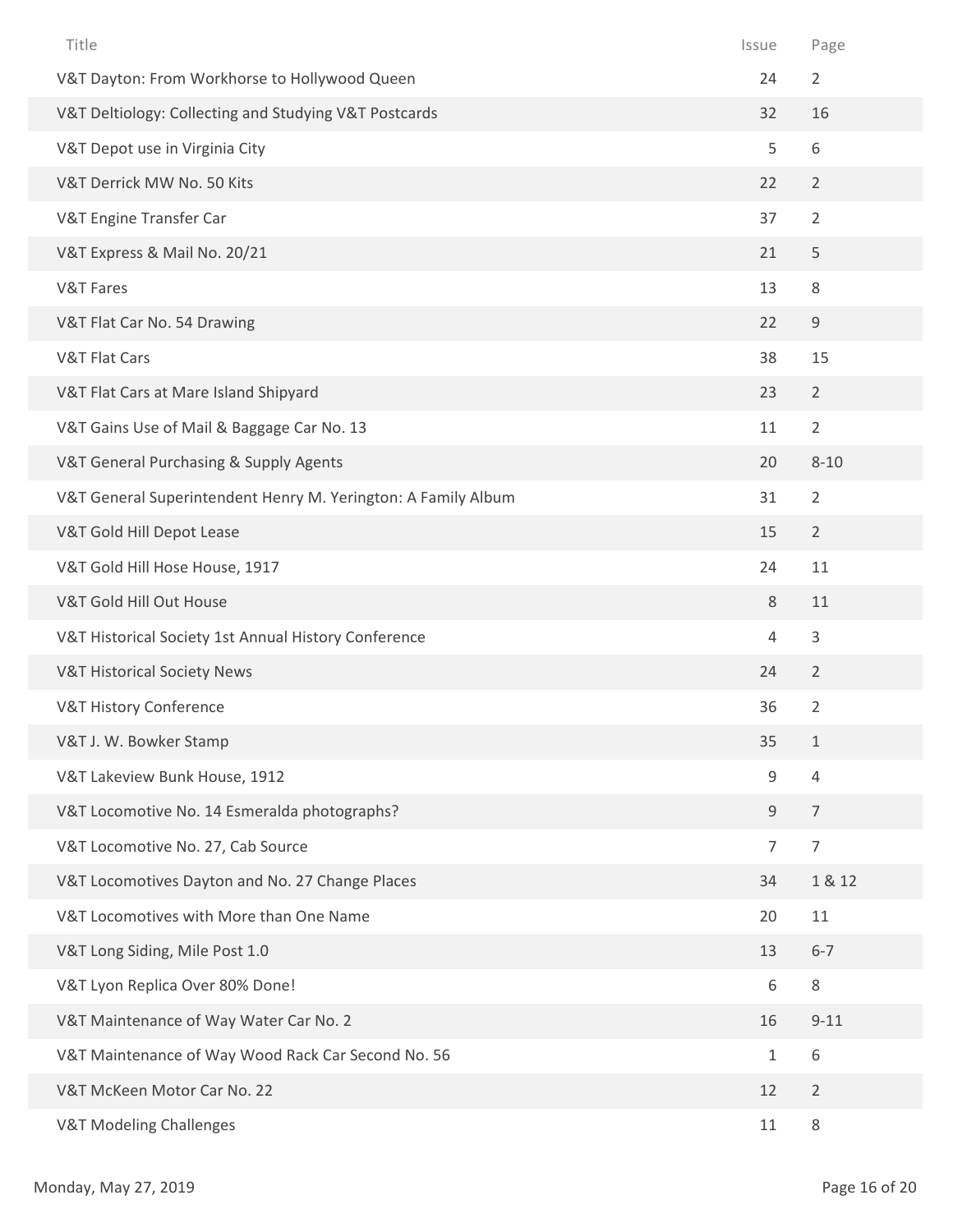| Title | Issue | Page |
|---|---|---|
| V&T Dayton: From Workhorse to Hollywood Queen | 24 | 2 |
| V&T Deltiology: Collecting and Studying V&T Postcards | 32 | 16 |
| V&T Depot use in Virginia City | 5 | 6 |
| V&T Derrick MW No. 50 Kits | 22 | 2 |
| V&T Engine Transfer Car | 37 | 2 |
| V&T Express & Mail No. 20/21 | 21 | 5 |
| V&T Fares | 13 | 8 |
| V&T Flat Car No. 54 Drawing | 22 | 9 |
| V&T Flat Cars | 38 | 15 |
| V&T Flat Cars at Mare Island Shipyard | 23 | 2 |
| V&T Gains Use of Mail & Baggage Car No. 13 | 11 | 2 |
| V&T General Purchasing & Supply Agents | 20 | 8-10 |
| V&T General Superintendent Henry M. Yerington: A Family Album | 31 | 2 |
| V&T Gold Hill Depot Lease | 15 | 2 |
| V&T Gold Hill Hose House, 1917 | 24 | 11 |
| V&T Gold Hill Out House | 8 | 11 |
| V&T Historical Society 1st Annual History Conference | 4 | 3 |
| V&T Historical Society News | 24 | 2 |
| V&T History Conference | 36 | 2 |
| V&T J. W. Bowker Stamp | 35 | 1 |
| V&T Lakeview Bunk House, 1912 | 9 | 4 |
| V&T Locomotive No. 14 Esmeralda photographs? | 9 | 7 |
| V&T Locomotive No. 27, Cab Source | 7 | 7 |
| V&T Locomotives Dayton and No. 27 Change Places | 34 | 1 & 12 |
| V&T Locomotives with More than One Name | 20 | 11 |
| V&T Long Siding, Mile Post 1.0 | 13 | 6-7 |
| V&T Lyon Replica Over 80% Done! | 6 | 8 |
| V&T Maintenance of Way Water Car No. 2 | 16 | 9-11 |
| V&T Maintenance of Way Wood Rack Car Second No. 56 | 1 | 6 |
| V&T McKeen Motor Car No. 22 | 12 | 2 |
| V&T Modeling Challenges | 11 | 8 |

Monday, May 27, 2019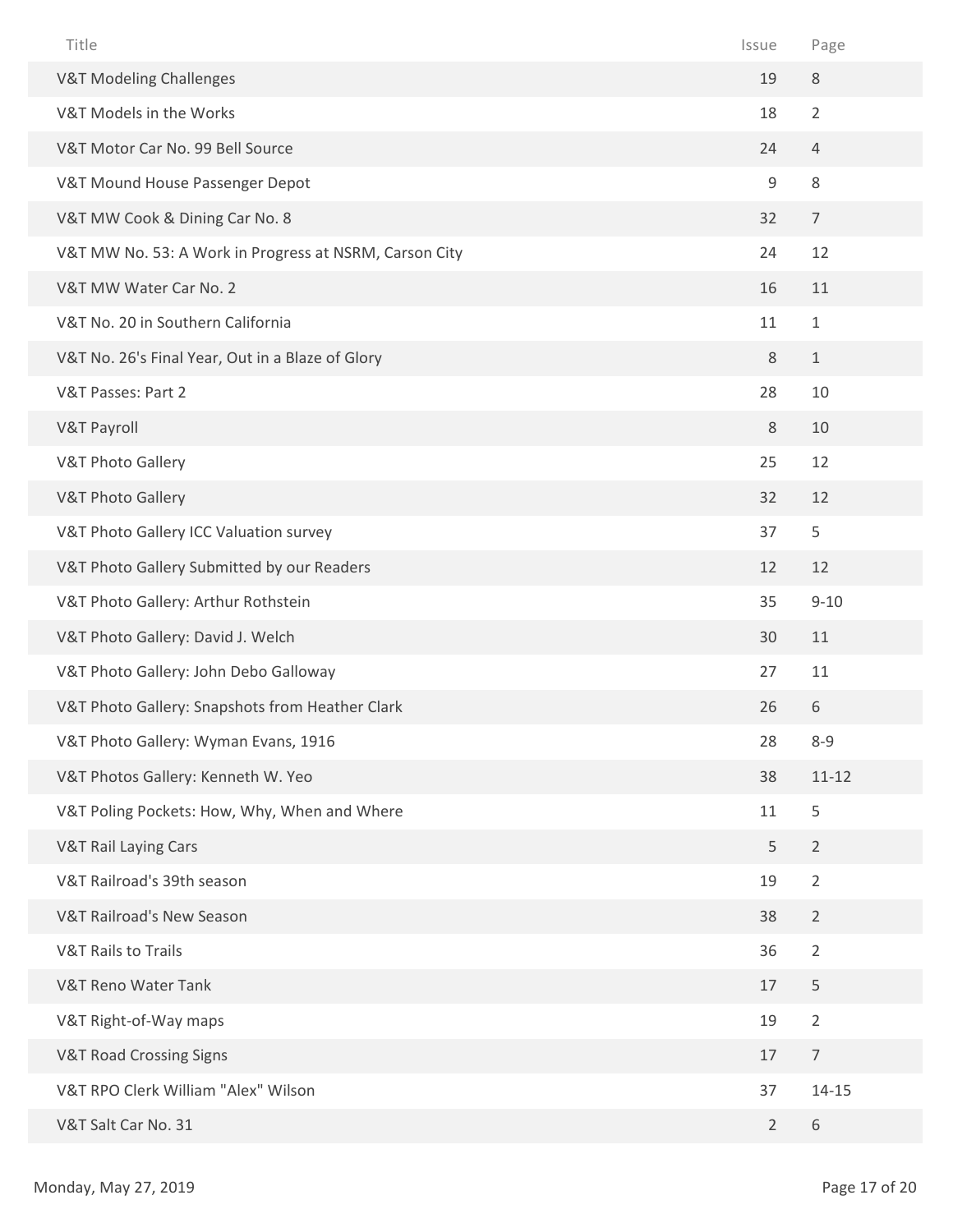| Title | Issue | Page |
| --- | --- | --- |
| V&T Modeling Challenges | 19 | 8 |
| V&T Models in the Works | 18 | 2 |
| V&T Motor Car No. 99 Bell Source | 24 | 4 |
| V&T Mound House Passenger Depot | 9 | 8 |
| V&T MW Cook & Dining Car No. 8 | 32 | 7 |
| V&T MW No. 53: A Work in Progress at NSRM, Carson City | 24 | 12 |
| V&T MW Water Car No. 2 | 16 | 11 |
| V&T No. 20 in Southern California | 11 | 1 |
| V&T No. 26's Final Year, Out in a Blaze of Glory | 8 | 1 |
| V&T Passes: Part 2 | 28 | 10 |
| V&T Payroll | 8 | 10 |
| V&T Photo Gallery | 25 | 12 |
| V&T Photo Gallery | 32 | 12 |
| V&T Photo Gallery ICC Valuation survey | 37 | 5 |
| V&T Photo Gallery Submitted by our Readers | 12 | 12 |
| V&T Photo Gallery: Arthur Rothstein | 35 | 9-10 |
| V&T Photo Gallery: David J. Welch | 30 | 11 |
| V&T Photo Gallery: John Debo Galloway | 27 | 11 |
| V&T Photo Gallery: Snapshots from Heather Clark | 26 | 6 |
| V&T Photo Gallery: Wyman Evans, 1916 | 28 | 8-9 |
| V&T Photos Gallery: Kenneth W. Yeo | 38 | 11-12 |
| V&T Poling Pockets: How, Why, When and Where | 11 | 5 |
| V&T Rail Laying Cars | 5 | 2 |
| V&T Railroad's 39th season | 19 | 2 |
| V&T Railroad's New Season | 38 | 2 |
| V&T Rails to Trails | 36 | 2 |
| V&T Reno Water Tank | 17 | 5 |
| V&T Right-of-Way maps | 19 | 2 |
| V&T Road Crossing Signs | 17 | 7 |
| V&T RPO Clerk William "Alex" Wilson | 37 | 14-15 |
| V&T Salt Car No. 31 | 2 | 6 |

Monday, May 27, 2019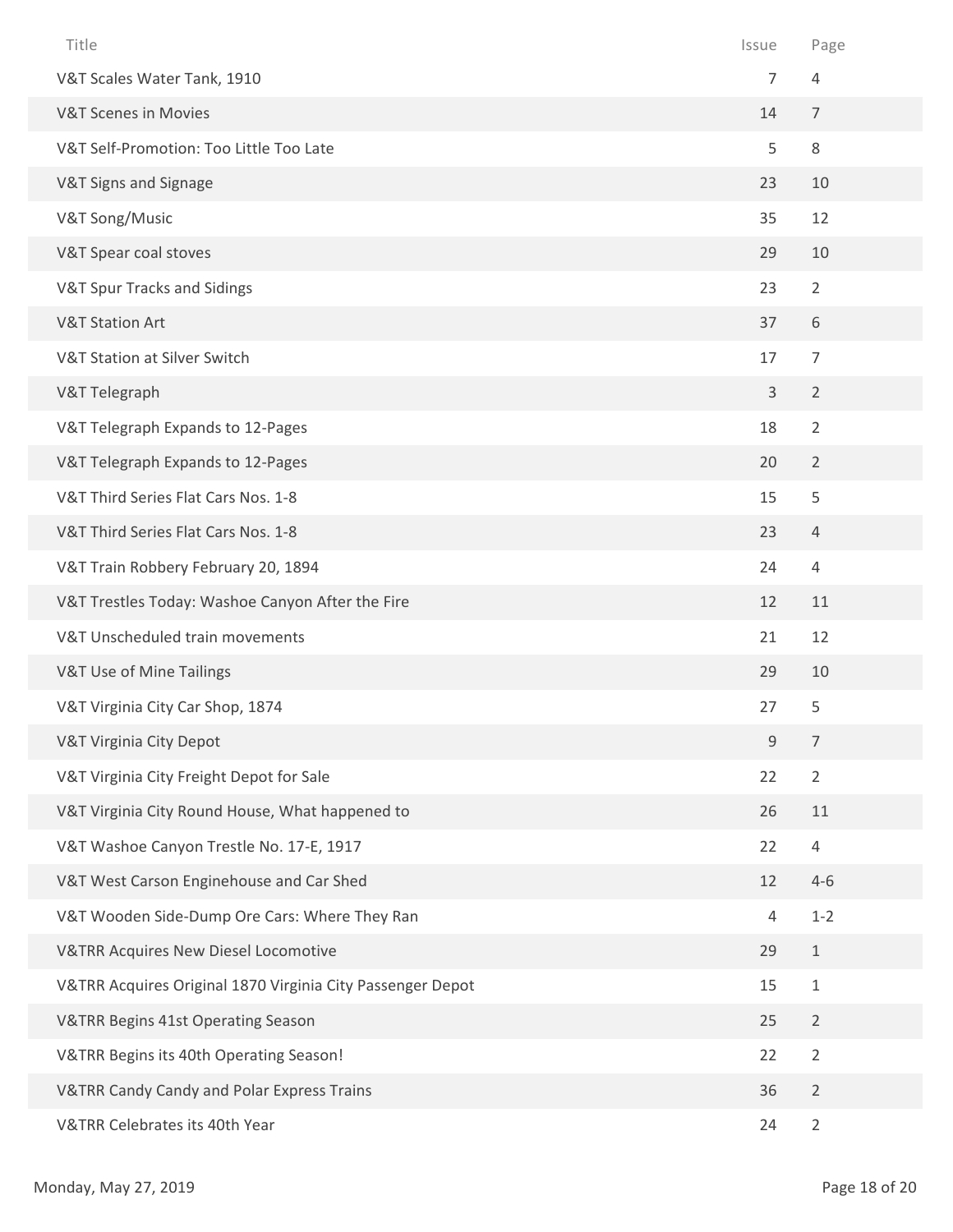| Title | Issue | Page |
|---|---|---|
| V&T Scales Water Tank, 1910 | 7 | 4 |
| V&T Scenes in Movies | 14 | 7 |
| V&T Self-Promotion: Too Little Too Late | 5 | 8 |
| V&T Signs and Signage | 23 | 10 |
| V&T Song/Music | 35 | 12 |
| V&T Spear coal stoves | 29 | 10 |
| V&T Spur Tracks and Sidings | 23 | 2 |
| V&T Station Art | 37 | 6 |
| V&T Station at Silver Switch | 17 | 7 |
| V&T Telegraph | 3 | 2 |
| V&T Telegraph Expands to 12-Pages | 18 | 2 |
| V&T Telegraph Expands to 12-Pages | 20 | 2 |
| V&T Third Series Flat Cars Nos. 1-8 | 15 | 5 |
| V&T Third Series Flat Cars Nos. 1-8 | 23 | 4 |
| V&T Train Robbery February 20, 1894 | 24 | 4 |
| V&T Trestles Today: Washoe Canyon After the Fire | 12 | 11 |
| V&T Unscheduled train movements | 21 | 12 |
| V&T Use of Mine Tailings | 29 | 10 |
| V&T Virginia City Car Shop, 1874 | 27 | 5 |
| V&T Virginia City Depot | 9 | 7 |
| V&T Virginia City Freight Depot for Sale | 22 | 2 |
| V&T Virginia City Round House, What happened to | 26 | 11 |
| V&T Washoe Canyon Trestle No. 17-E, 1917 | 22 | 4 |
| V&T West Carson Enginehouse and Car Shed | 12 | 4-6 |
| V&T Wooden Side-Dump Ore Cars: Where They Ran | 4 | 1-2 |
| V&TRR Acquires New Diesel Locomotive | 29 | 1 |
| V&TRR Acquires Original 1870 Virginia City Passenger Depot | 15 | 1 |
| V&TRR Begins 41st Operating Season | 25 | 2 |
| V&TRR Begins its 40th Operating Season! | 22 | 2 |
| V&TRR Candy Candy and Polar Express Trains | 36 | 2 |
| V&TRR Celebrates its 40th Year | 24 | 2 |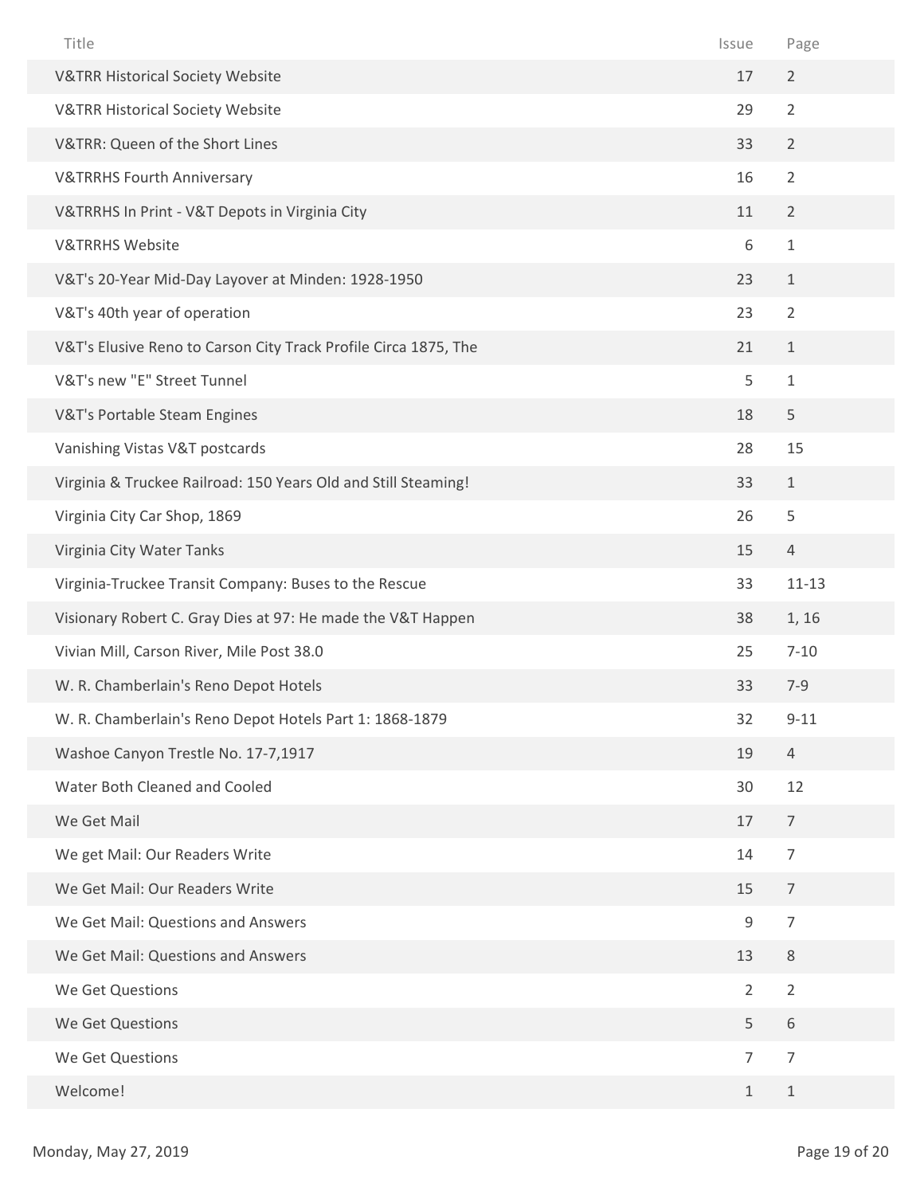| Title | Issue | Page |
| --- | --- | --- |
| V&TRR Historical Society Website | 17 | 2 |
| V&TRR Historical Society Website | 29 | 2 |
| V&TRR: Queen of the Short Lines | 33 | 2 |
| V&TRRHS Fourth Anniversary | 16 | 2 |
| V&TRRHS In Print - V&T Depots in Virginia City | 11 | 2 |
| V&TRRHS Website | 6 | 1 |
| V&T's 20-Year Mid-Day Layover at Minden: 1928-1950 | 23 | 1 |
| V&T's 40th year of operation | 23 | 2 |
| V&T's Elusive Reno to Carson City Track Profile Circa 1875, The | 21 | 1 |
| V&T's new "E" Street Tunnel | 5 | 1 |
| V&T's Portable Steam Engines | 18 | 5 |
| Vanishing Vistas V&T postcards | 28 | 15 |
| Virginia & Truckee Railroad: 150 Years Old and Still Steaming! | 33 | 1 |
| Virginia City Car Shop, 1869 | 26 | 5 |
| Virginia City Water Tanks | 15 | 4 |
| Virginia-Truckee Transit Company: Buses to the Rescue | 33 | 11-13 |
| Visionary Robert C. Gray Dies at 97: He made the V&T Happen | 38 | 1, 16 |
| Vivian Mill, Carson River, Mile Post 38.0 | 25 | 7-10 |
| W. R. Chamberlain's Reno Depot Hotels | 33 | 7-9 |
| W. R. Chamberlain's Reno Depot Hotels Part 1: 1868-1879 | 32 | 9-11 |
| Washoe Canyon Trestle No. 17-7,1917 | 19 | 4 |
| Water Both Cleaned and Cooled | 30 | 12 |
| We Get Mail | 17 | 7 |
| We get Mail: Our Readers Write | 14 | 7 |
| We Get Mail: Our Readers Write | 15 | 7 |
| We Get Mail: Questions and Answers | 9 | 7 |
| We Get Mail: Questions and Answers | 13 | 8 |
| We Get Questions | 2 | 2 |
| We Get Questions | 5 | 6 |
| We Get Questions | 7 | 7 |
| Welcome! | 1 | 1 |

Monday, May 27, 2019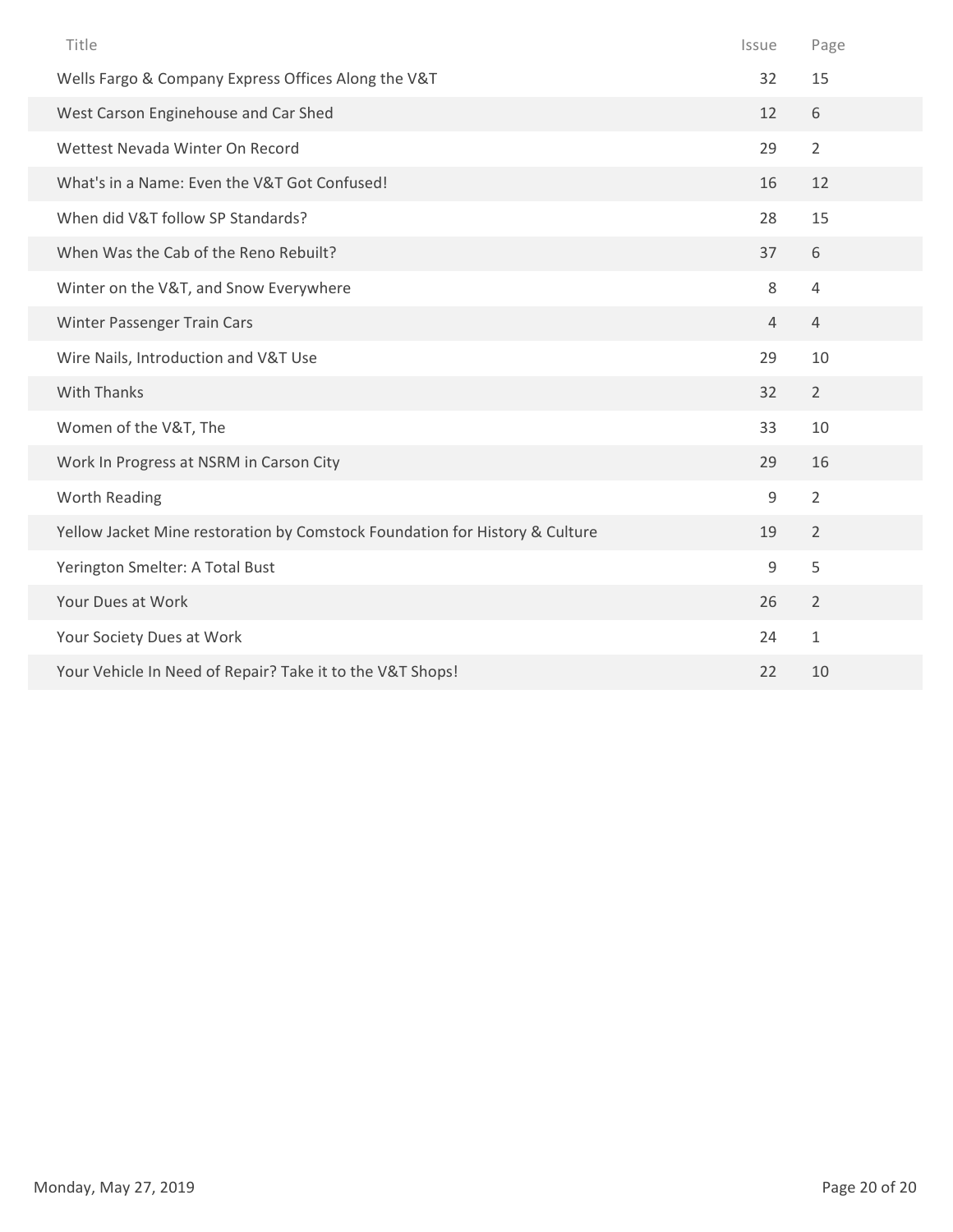| Title | Issue | Page |
|---|---|---|
| Wells Fargo & Company Express Offices Along the V&T | 32 | 15 |
| West Carson Enginehouse and Car Shed | 12 | 6 |
| Wettest Nevada Winter On Record | 29 | 2 |
| What's in a Name: Even the V&T Got Confused! | 16 | 12 |
| When did V&T follow SP Standards? | 28 | 15 |
| When Was the Cab of the Reno Rebuilt? | 37 | 6 |
| Winter on the V&T, and Snow Everywhere | 8 | 4 |
| Winter Passenger Train Cars | 4 | 4 |
| Wire Nails, Introduction and V&T Use | 29 | 10 |
| With Thanks | 32 | 2 |
| Women of the V&T, The | 33 | 10 |
| Work In Progress at NSRM in Carson City | 29 | 16 |
| Worth Reading | 9 | 2 |
| Yellow Jacket Mine restoration by Comstock Foundation for History & Culture | 19 | 2 |
| Yerington Smelter: A Total Bust | 9 | 5 |
| Your Dues at Work | 26 | 2 |
| Your Society Dues at Work | 24 | 1 |
| Your Vehicle In Need of Repair? Take it to the V&T Shops! | 22 | 10 |

Monday, May 27, 2019